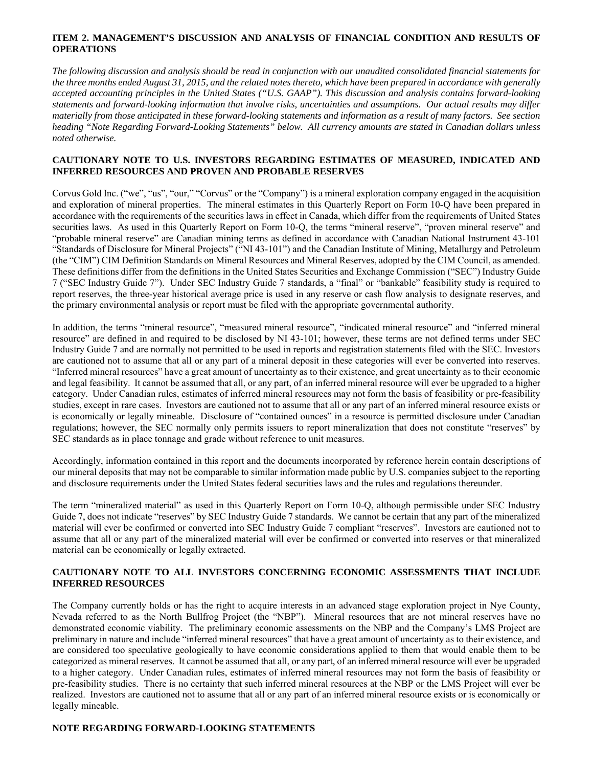## ITEM 2. MANAGEMENT'S DISCUSSION AND ANALYSIS OF FINANCIAL CONDITION AND RESULTS OF OPERATIONS

*The following discussion and analysis should be read in conjunction with our unaudited consolidated financial statements for the three months ended August 31, 2015, and the related notes thereto, which have been prepared in accordance with generally accepted accounting principles in the United States ("U.S. GAAP"). This discussion and analysis contains forward-looking statements and forward-looking information that involve risks, uncertainties and assumptions. Our actual results may differ materially from those anticipated in these forward-looking statements and information as a result of many factors. See section heading "Note Regarding Forward-Looking Statements" below. All currency amounts are stated in Canadian dollars unless noted otherwise.*

### CAUTIONARY NOTE TO U.S. INVESTORS REGARDING ESTIMATES OF MEASURED, INDICATED AND INFERRED RESOURCES AND PROVEN AND PROBABLE RESERVES

Corvus Gold Inc. ("we", "us", "our," "Corvus" or the "Company") is a mineral exploration company engaged in the acquisition and exploration of mineral properties. The mineral estimates in this Quarterly Report on Form 10-Q have been prepared in accordance with the requirements of the securities laws in effect in Canada, which differ from the requirements of United States securities laws. As used in this Quarterly Report on Form 10-Q, the terms "mineral reserve", "proven mineral reserve" and "probable mineral reserve" are Canadian mining terms as defined in accordance with Canadian National Instrument 43-101 "Standards of Disclosure for Mineral Projects" ("NI 43-101") and the Canadian Institute of Mining, Metallurgy and Petroleum (the "CIM") CIM Definition Standards on Mineral Resources and Mineral Reserves, adopted by the CIM Council, as amended. These definitions differ from the definitions in the United States Securities and Exchange Commission ("SEC") Industry Guide 7 ("SEC Industry Guide 7"). Under SEC Industry Guide 7 standards, a "final" or "bankable" feasibility study is required to report reserves, the three-year historical average price is used in any reserve or cash flow analysis to designate reserves, and the primary environmental analysis or report must be filed with the appropriate governmental authority.

In addition, the terms "mineral resource", "measured mineral resource", "indicated mineral resource" and "inferred mineral resource" are defined in and required to be disclosed by NI 43-101; however, these terms are not defined terms under SEC Industry Guide 7 and are normally not permitted to be used in reports and registration statements filed with the SEC. Investors are cautioned not to assume that all or any part of a mineral deposit in these categories will ever be converted into reserves. "Inferred mineral resources" have a great amount of uncertainty as to their existence, and great uncertainty as to their economic and legal feasibility. It cannot be assumed that all, or any part, of an inferred mineral resource will ever be upgraded to a higher category. Under Canadian rules, estimates of inferred mineral resources may not form the basis of feasibility or pre-feasibility studies, except in rare cases. Investors are cautioned not to assume that all or any part of an inferred mineral resource exists or is economically or legally mineable. Disclosure of "contained ounces" in a resource is permitted disclosure under Canadian regulations; however, the SEC normally only permits issuers to report mineralization that does not constitute "reserves" by SEC standards as in place tonnage and grade without reference to unit measures.

Accordingly, information contained in this report and the documents incorporated by reference herein contain descriptions of our mineral deposits that may not be comparable to similar information made public by U.S. companies subject to the reporting and disclosure requirements under the United States federal securities laws and the rules and regulations thereunder.

The term "mineralized material" as used in this Quarterly Report on Form 10-Q, although permissible under SEC Industry Guide 7, does not indicate "reserves" by SEC Industry Guide 7 standards. We cannot be certain that any part of the mineralized material will ever be confirmed or converted into SEC Industry Guide 7 compliant "reserves". Investors are cautioned not to assume that all or any part of the mineralized material will ever be confirmed or converted into reserves or that mineralized material can be economically or legally extracted.

### CAUTIONARY NOTE TO ALL INVESTORS CONCERNING ECONOMIC ASSESSMENTS THAT INCLUDE INFERRED RESOURCES

The Company currently holds or has the right to acquire interests in an advanced stage exploration project in Nye County, Nevada referred to as the North Bullfrog Project (the "NBP"). Mineral resources that are not mineral reserves have no demonstrated economic viability. The preliminary economic assessments on the NBP and the Company's LMS Project are preliminary in nature and include "inferred mineral resources" that have a great amount of uncertainty as to their existence, and are considered too speculative geologically to have economic considerations applied to them that would enable them to be categorized as mineral reserves. It cannot be assumed that all, or any part, of an inferred mineral resource will ever be upgraded to a higher category. Under Canadian rules, estimates of inferred mineral resources may not form the basis of feasibility or pre-feasibility studies. There is no certainty that such inferred mineral resources at the NBP or the LMS Project will ever be realized. Investors are cautioned not to assume that all or any part of an inferred mineral resource exists or is economically or legally mineable.

### NOTE REGARDING FORWARD-LOOKING STATEMENTS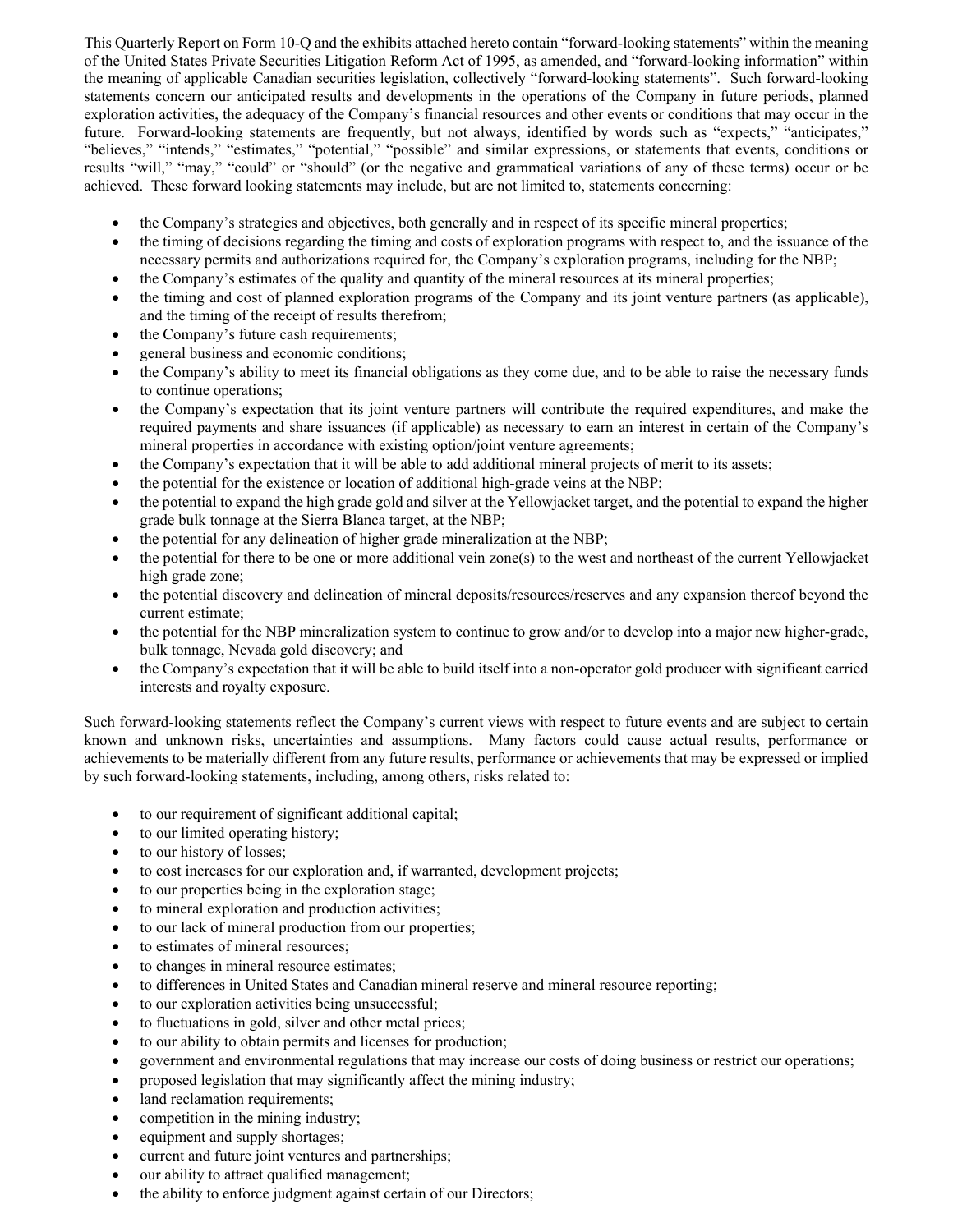This Quarterly Report on Form 10-Q and the exhibits attached hereto contain "forward-looking statements" within the meaning of the United States Private Securities Litigation Reform Act of 1995, as amended, and "forward-looking information" within the meaning of applicable Canadian securities legislation, collectively "forward-looking statements". Such forward-looking statements concern our anticipated results and developments in the operations of the Company in future periods, planned exploration activities, the adequacy of the Company's financial resources and other events or conditions that may occur in the future. Forward-looking statements are frequently, but not always, identified by words such as "expects," "anticipates," "believes," "intends," "estimates," "potential," "possible" and similar expressions, or statements that events, conditions or results "will," "may," "could" or "should" (or the negative and grammatical variations of any of these terms) occur or be achieved. These forward looking statements may include, but are not limited to, statements concerning:

- the Company's strategies and objectives, both generally and in respect of its specific mineral properties;
- the timing of decisions regarding the timing and costs of exploration programs with respect to, and the issuance of the necessary permits and authorizations required for, the Company's exploration programs, including for the NBP;
- the Company's estimates of the quality and quantity of the mineral resources at its mineral properties;
- the timing and cost of planned exploration programs of the Company and its joint venture partners (as applicable), and the timing of the receipt of results therefrom;
- the Company's future cash requirements;
- general business and economic conditions;
- the Company's ability to meet its financial obligations as they come due, and to be able to raise the necessary funds to continue operations;
- the Company's expectation that its joint venture partners will contribute the required expenditures, and make the required payments and share issuances (if applicable) as necessary to earn an interest in certain of the Company's mineral properties in accordance with existing option/joint venture agreements;
- the Company's expectation that it will be able to add additional mineral projects of merit to its assets;
- the potential for the existence or location of additional high-grade veins at the NBP;
- the potential to expand the high grade gold and silver at the Yellowjacket target, and the potential to expand the higher grade bulk tonnage at the Sierra Blanca target, at the NBP;
- the potential for any delineation of higher grade mineralization at the NBP;
- the potential for there to be one or more additional vein zone(s) to the west and northeast of the current Yellowjacket high grade zone;
- the potential discovery and delineation of mineral deposits/resources/reserves and any expansion thereof beyond the current estimate;
- the potential for the NBP mineralization system to continue to grow and/or to develop into a major new higher-grade, bulk tonnage, Nevada gold discovery; and
- the Company's expectation that it will be able to build itself into a non-operator gold producer with significant carried interests and royalty exposure.

Such forward-looking statements reflect the Company's current views with respect to future events and are subject to certain known and unknown risks, uncertainties and assumptions. Many factors could cause actual results, performance or achievements to be materially different from any future results, performance or achievements that may be expressed or implied by such forward-looking statements, including, among others, risks related to:

- to our requirement of significant additional capital;
- to our limited operating history;
- to our history of losses;
- to cost increases for our exploration and, if warranted, development projects;
- to our properties being in the exploration stage;
- to mineral exploration and production activities;
- to our lack of mineral production from our properties;
- to estimates of mineral resources;
- to changes in mineral resource estimates;
- to differences in United States and Canadian mineral reserve and mineral resource reporting;
- to our exploration activities being unsuccessful;
- to fluctuations in gold, silver and other metal prices;
- to our ability to obtain permits and licenses for production;
- government and environmental regulations that may increase our costs of doing business or restrict our operations;
- proposed legislation that may significantly affect the mining industry;
- land reclamation requirements;
- competition in the mining industry;
- equipment and supply shortages;
- current and future joint ventures and partnerships;
- our ability to attract qualified management;
- the ability to enforce judgment against certain of our Directors;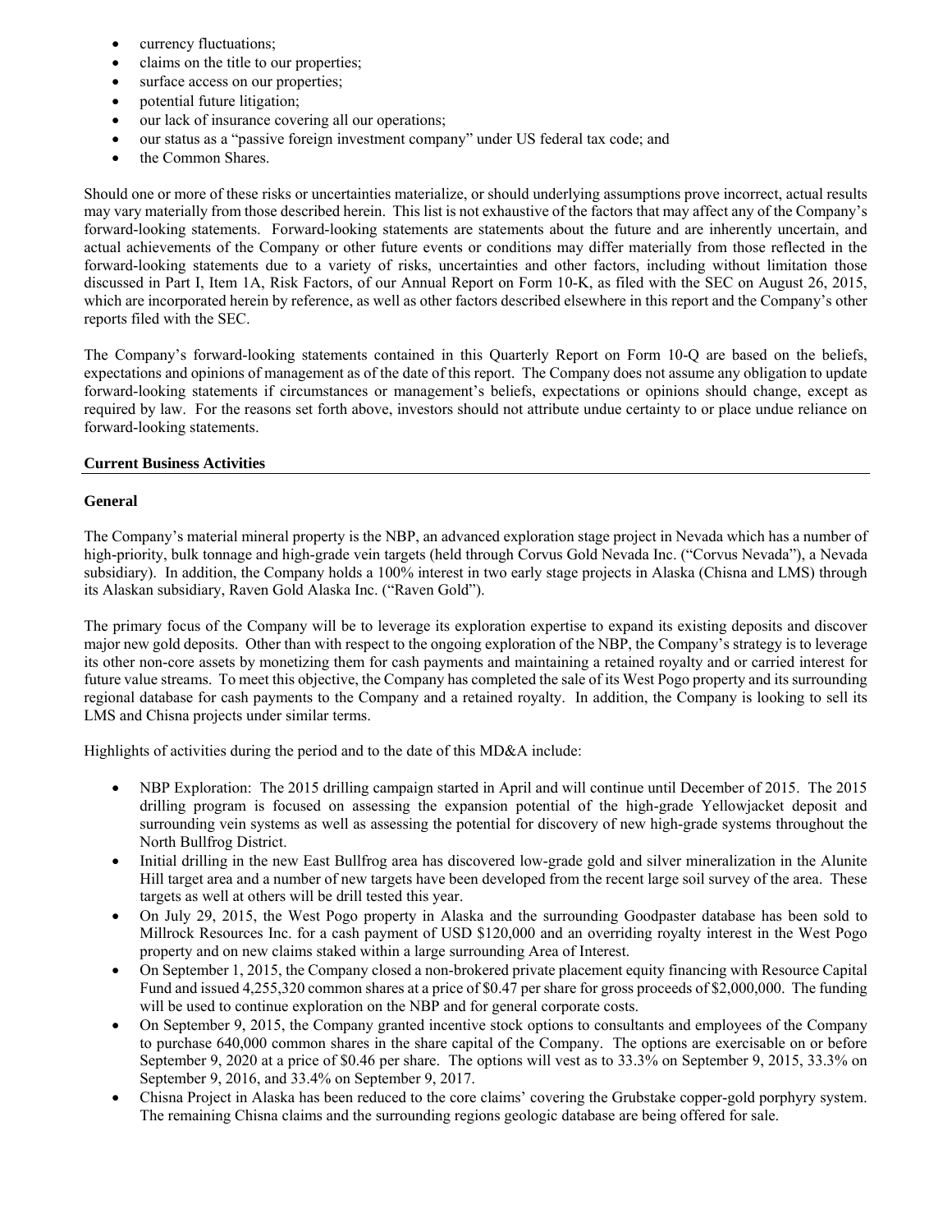- currency fluctuations;
- claims on the title to our properties;
- surface access on our properties;
- potential future litigation;
- our lack of insurance covering all our operations;
- our status as a "passive foreign investment company" under US federal tax code; and
- the Common Shares.

Should one or more of these risks or uncertainties materialize, or should underlying assumptions prove incorrect, actual results may vary materially from those described herein. This list is not exhaustive of the factors that may affect any of the Company's forward-looking statements. Forward-looking statements are statements about the future and are inherently uncertain, and actual achievements of the Company or other future events or conditions may differ materially from those reflected in the forward-looking statements due to a variety of risks, uncertainties and other factors, including without limitation those discussed in Part I, Item 1A, Risk Factors, of our Annual Report on Form 10-K, as filed with the SEC on August 26, 2015, which are incorporated herein by reference, as well as other factors described elsewhere in this report and the Company's other reports filed with the SEC.

The Company's forward-looking statements contained in this Quarterly Report on Form 10-Q are based on the beliefs, expectations and opinions of management as of the date of this report. The Company does not assume any obligation to update forward-looking statements if circumstances or management's beliefs, expectations or opinions should change, except as required by law. For the reasons set forth above, investors should not attribute undue certainty to or place undue reliance on forward-looking statements.

**Current Business Activities**

**General**

The Company's material mineral property is the NBP, an advanced exploration stage project in Nevada which has a number of high-priority, bulk tonnage and high-grade vein targets (held through Corvus Gold Nevada Inc. ("Corvus Nevada"), a Nevada subsidiary). In addition, the Company holds a 100% interest in two early stage projects in Alaska (Chisna and LMS) through its Alaskan subsidiary, Raven Gold Alaska Inc. ("Raven Gold").

The primary focus of the Company will be to leverage its exploration expertise to expand its existing deposits and discover major new gold deposits. Other than with respect to the ongoing exploration of the NBP, the Company's strategy is to leverage its other non-core assets by monetizing them for cash payments and maintaining a retained royalty and or carried interest for future value streams. To meet this objective, the Company has completed the sale of its West Pogo property and its surrounding regional database for cash payments to the Company and a retained royalty. In addition, the Company is looking to sell its LMS and Chisna projects under similar terms.

Highlights of activities during the period and to the date of this MD&A include:

- NBP Exploration: The 2015 drilling campaign started in April and will continue until December of 2015. The 2015 drilling program is focused on assessing the expansion potential of the high-grade Yellowjacket deposit and surrounding vein systems as well as assessing the potential for discovery of new high-grade systems throughout the North Bullfrog District.
- Initial drilling in the new East Bullfrog area has discovered low-grade gold and silver mineralization in the Alunite Hill target area and a number of new targets have been developed from the recent large soil survey of the area. These targets as well at others will be drill tested this year.
- On July 29, 2015, the West Pogo property in Alaska and the surrounding Goodpaster database has been sold to Millrock Resources Inc. for a cash payment of USD $120,000 and an overriding royalty interest in the West Pogo property and on new claims staked within a large surrounding Area of Interest.
- On September 1, 2015, the Company closed a non-brokered private placement equity financing with Resource Capital Fund and issued 4,255,320 common shares at a price of $0.47 per share for gross proceeds of $2,000,000. The funding will be used to continue exploration on the NBP and for general corporate costs.
- On September 9, 2015, the Company granted incentive stock options to consultants and employees of the Company to purchase 640,000 common shares in the share capital of the Company. The options are exercisable on or before September 9, 2020 at a price of $0.46 per share. The options will vest as to 33.3% on September 9, 2015, 33.3% on September 9, 2016, and 33.4% on September 9, 2017.
- Chisna Project in Alaska has been reduced to the core claims' covering the Grubstake copper-gold porphyry system. The remaining Chisna claims and the surrounding regions geologic database are being offered for sale.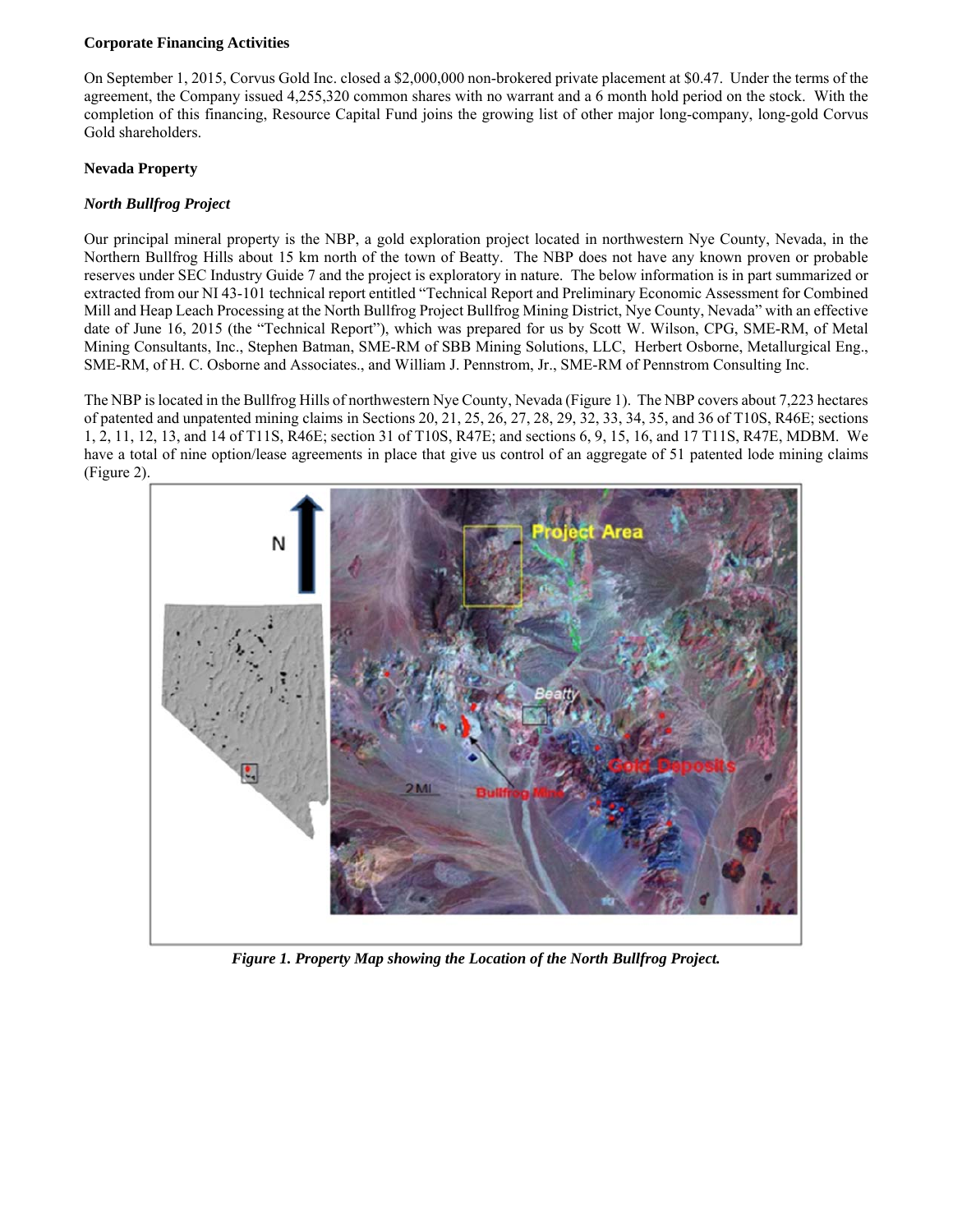**Corporate Financing Activities**

On September 1, 2015, Corvus Gold Inc. closed a $2,000,000 non-brokered private placement at $0.47. Under the terms of the agreement, the Company issued 4,255,320 common shares with no warrant and a 6 month hold period on the stock. With the completion of this financing, Resource Capital Fund joins the growing list of other major long-company, long-gold Corvus Gold shareholders.

**Nevada Property**

***North Bullfrog Project***

Our principal mineral property is the NBP, a gold exploration project located in northwestern Nye County, Nevada, in the Northern Bullfrog Hills about 15 km north of the town of Beatty. The NBP does not have any known proven or probable reserves under SEC Industry Guide 7 and the project is exploratory in nature. The below information is in part summarized or extracted from our NI 43-101 technical report entitled "Technical Report and Preliminary Economic Assessment for Combined Mill and Heap Leach Processing at the North Bullfrog Project Bullfrog Mining District, Nye County, Nevada" with an effective date of June 16, 2015 (the "Technical Report"), which was prepared for us by Scott W. Wilson, CPG, SME-RM, of Metal Mining Consultants, Inc., Stephen Batman, SME-RM of SBB Mining Solutions, LLC, Herbert Osborne, Metallurgical Eng., SME-RM, of H. C. Osborne and Associates., and William J. Pennstrom, Jr., SME-RM of Pennstrom Consulting Inc.

The NBP is located in the Bullfrog Hills of northwestern Nye County, Nevada (Figure 1). The NBP covers about 7,223 hectares of patented and unpatented mining claims in Sections 20, 21, 25, 26, 27, 28, 29, 32, 33, 34, 35, and 36 of T10S, R46E; sections 1, 2, 11, 12, 13, and 14 of T11S, R46E; section 31 of T10S, R47E; and sections 6, 9, 15, 16, and 17 T11S, R47E, MDBM. We have a total of nine option/lease agreements in place that give us control of an aggregate of 51 patented lode mining claims (Figure 2).

***Figure 1. Property Map showing the Location of the North Bullfrog Project.***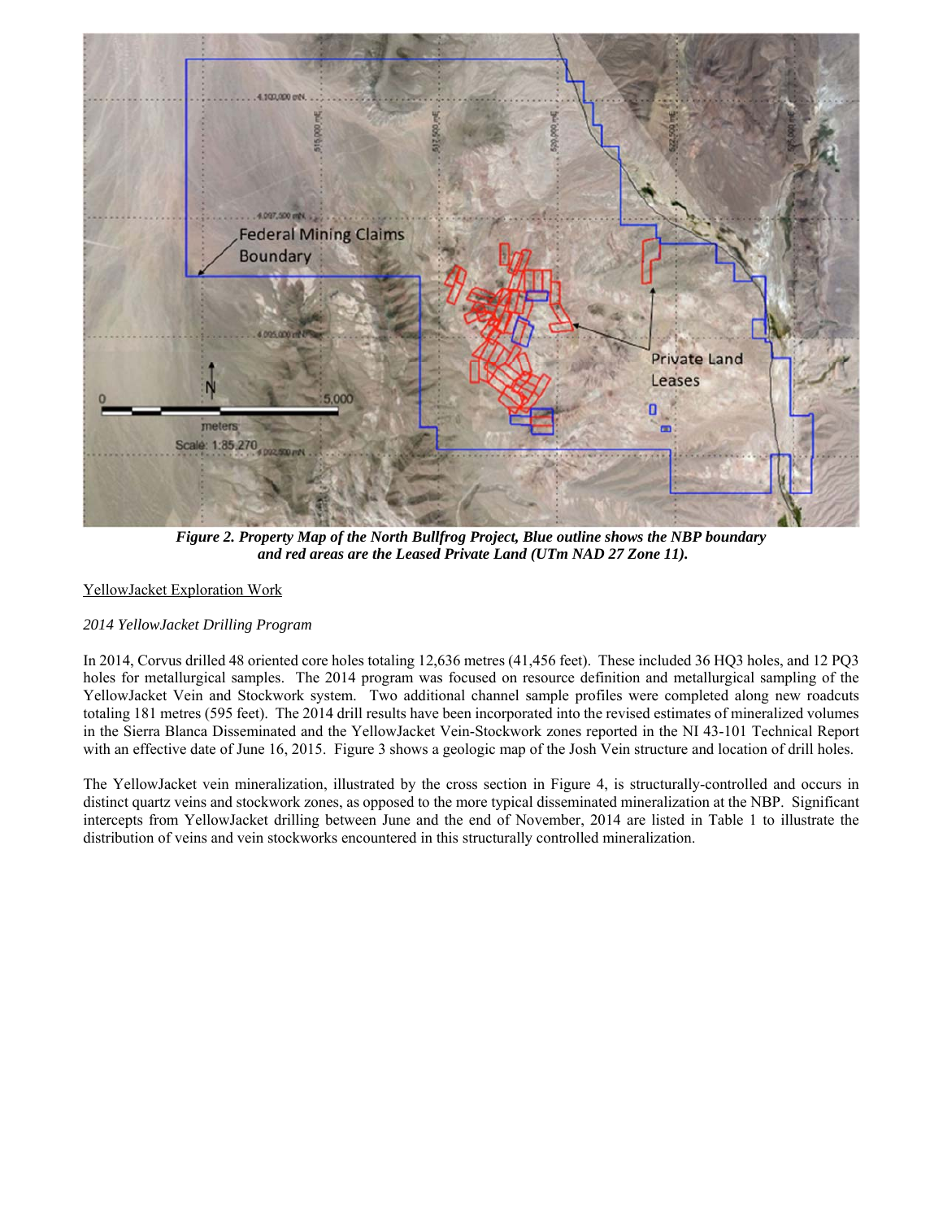***Figure 2. Property Map of the North Bullfrog Project, Blue outline shows the NBP boundary and red areas are the Leased Private Land (UTm NAD 27 Zone 11).***

YellowJacket Exploration Work

*2014 YellowJacket Drilling Program*

In 2014, Corvus drilled 48 oriented core holes totaling 12,636 metres (41,456 feet). These included 36 HQ3 holes, and 12 PQ3 holes for metallurgical samples. The 2014 program was focused on resource definition and metallurgical sampling of the YellowJacket Vein and Stockwork system. Two additional channel sample profiles were completed along new roadcuts totaling 181 metres (595 feet). The 2014 drill results have been incorporated into the revised estimates of mineralized volumes in the Sierra Blanca Disseminated and the YellowJacket Vein-Stockwork zones reported in the NI 43-101 Technical Report with an effective date of June 16, 2015. Figure 3 shows a geologic map of the Josh Vein structure and location of drill holes.

The YellowJacket vein mineralization, illustrated by the cross section in Figure 4, is structurally-controlled and occurs in distinct quartz veins and stockwork zones, as opposed to the more typical disseminated mineralization at the NBP. Significant intercepts from YellowJacket drilling between June and the end of November, 2014 are listed in Table 1 to illustrate the distribution of veins and vein stockworks encountered in this structurally controlled mineralization.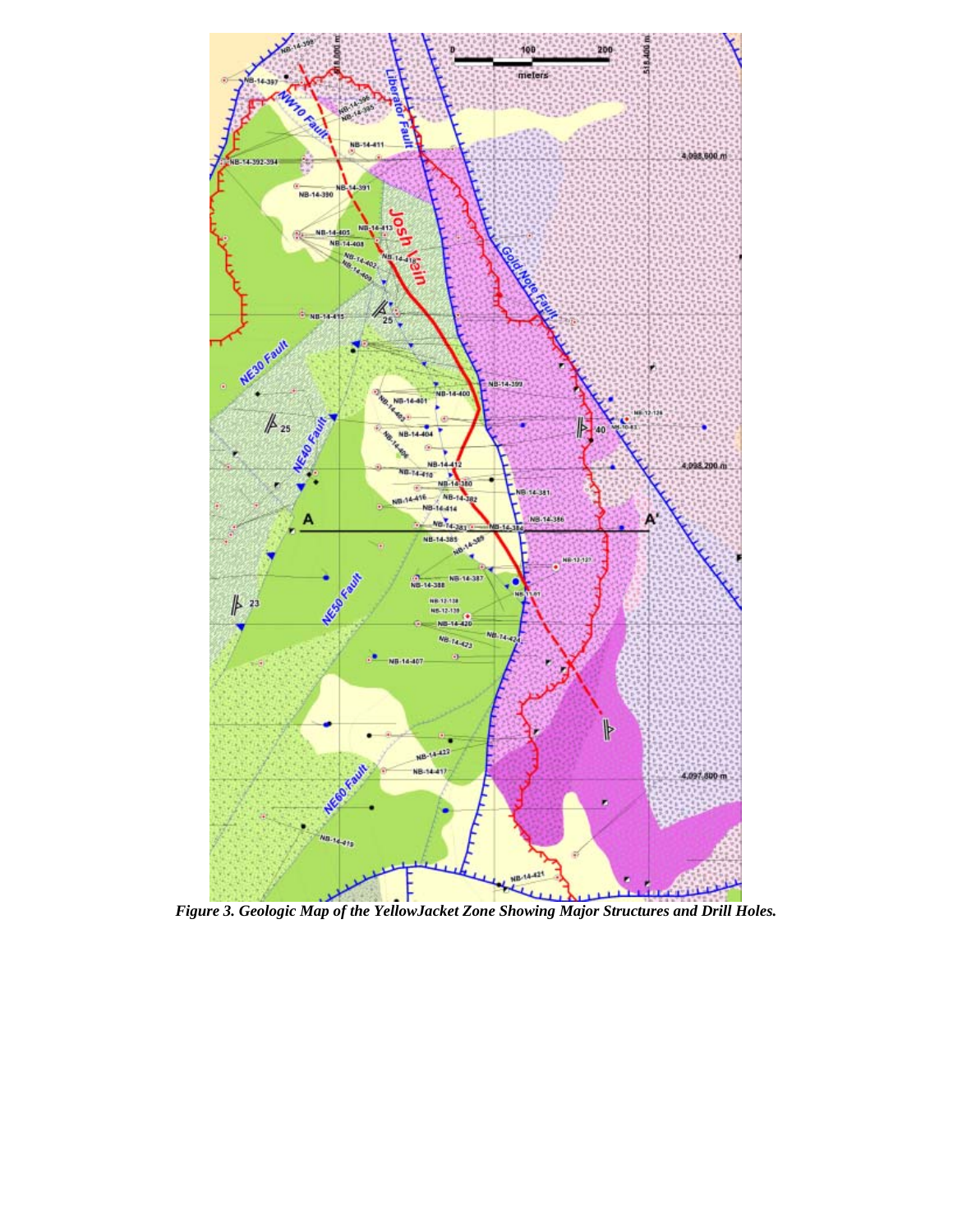*Figure 3. Geologic Map of the YellowJacket Zone Showing Major Structures and Drill Holes.*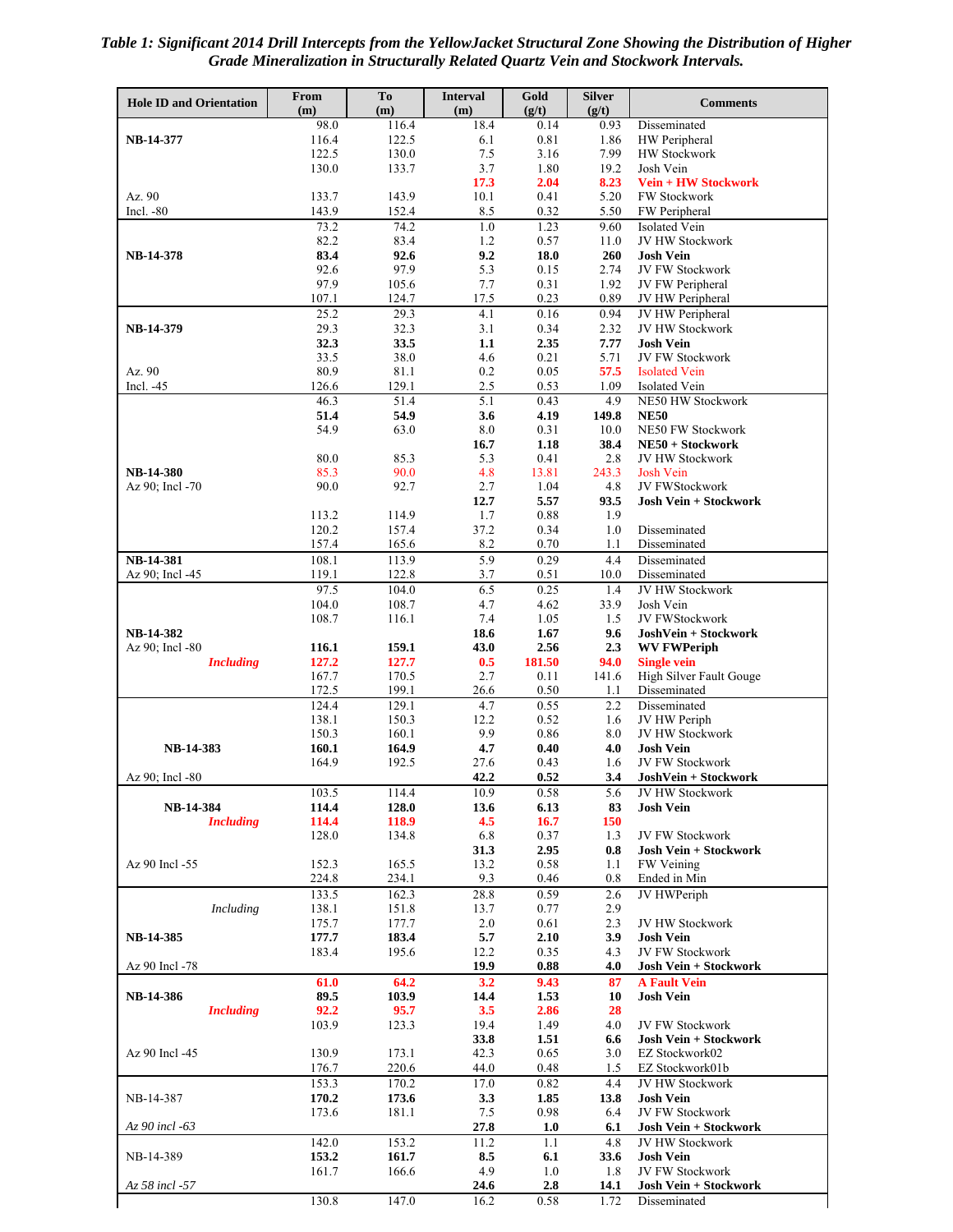***Table 1: Significant 2014 Drill Intercepts from the YellowJacket Structural Zone Showing the Distribution of Higher Grade Mineralization in Structurally Related Quartz Vein and Stockwork Intervals.***

| Hole ID and Orientation | From (m) | To (m) | Interval (m) | Gold (g/t) | Silver (g/t) | Comments |
|---|---|---|---|---|---|---|
| | 98.0 | 116.4 | 18.4 | 0.14 | 0.93 | Disseminated |
| **NB-14-377** | 116.4 | 122.5 | 6.1 | 0.81 | 1.86 | HW Peripheral |
| | 122.5 | 130.0 | 7.5 | 3.16 | 7.99 | HW Stockwork |
| | 130.0 | 133.7 | 3.7 | 1.80 | 19.2 | Josh Vein |
| | | | **17.3** | **2.04** | **8.23** | **Vein + HW Stockwork** |
| Az. 90 | 133.7 | 143.9 | 10.1 | 0.41 | 5.20 | FW Stockwork |
| Incl. -80 | 143.9 | 152.4 | 8.5 | 0.32 | 5.50 | FW Peripheral |
| | 73.2 | 74.2 | 1.0 | 1.23 | 9.60 | Isolated Vein |
| | 82.2 | 83.4 | 1.2 | 0.57 | 11.0 | JV HW Stockwork |
| **NB-14-378** | **83.4** | **92.6** | **9.2** | **18.0** | **260** | **Josh Vein** |
| | 92.6 | 97.9 | 5.3 | 0.15 | 2.74 | JV FW Stockwork |
| | 97.9 | 105.6 | 7.7 | 0.31 | 1.92 | JV FW Peripheral |
| | 107.1 | 124.7 | 17.5 | 0.23 | 0.89 | JV HW Peripheral |
| | 25.2 | 29.3 | 4.1 | 0.16 | 0.94 | JV HW Peripheral |
| **NB-14-379** | 29.3 | 32.3 | 3.1 | 0.34 | 2.32 | JV HW Stockwork |
| | **32.3** | **33.5** | **1.1** | **2.35** | **7.77** | **Josh Vein** |
| | 33.5 | 38.0 | 4.6 | 0.21 | 5.71 | JV FW Stockwork |
| Az. 90 | 80.9 | 81.1 | 0.2 | 0.05 | 57.5 | Isolated Vein |
| Incl. -45 | 126.6 | 129.1 | 2.5 | 0.53 | 1.09 | Isolated Vein |
| | 46.3 | 51.4 | 5.1 | 0.43 | 4.9 | NE50 HW Stockwork |
| | **51.4** | **54.9** | **3.6** | **4.19** | **149.8** | **NE50** |
| | 54.9 | 63.0 | 8.0 | 0.31 | 10.0 | NE50 FW Stockwork |
| | | | **16.7** | **1.18** | **38.4** | **NE50 + Stockwork** |
| | 80.0 | 85.3 | 5.3 | 0.41 | 2.8 | JV HW Stockwork |
| **NB-14-380** | 85.3 | 90.0 | 4.8 | 13.81 | 243.3 | Josh Vein |
| Az 90; Incl -70 | 90.0 | 92.7 | 2.7 | 1.04 | 4.8 | JV FWStockwork |
| | | | **12.7** | **5.57** | **93.5** | **Josh Vein + Stockwork** |
| | 113.2 | 114.9 | 1.7 | 0.88 | 1.9 | |
| | 120.2 | 157.4 | 37.2 | 0.34 | 1.0 | Disseminated |
| | 157.4 | 165.6 | 8.2 | 0.70 | 1.1 | Disseminated |
| **NB-14-381** | 108.1 | 113.9 | 5.9 | 0.29 | 4.4 | Disseminated |
| Az 90; Incl -45 | 119.1 | 122.8 | 3.7 | 0.51 | 10.0 | Disseminated |
| | 97.5 | 104.0 | 6.5 | 0.25 | 1.4 | JV HW Stockwork |
| | 104.0 | 108.7 | 4.7 | 4.62 | 33.9 | Josh Vein |
| | 108.7 | 116.1 | 7.4 | 1.05 | 1.5 | JV FWStockwork |
| **NB-14-382** | | | **18.6** | **1.67** | **9.6** | **JoshVein + Stockwork** |
| Az 90; Incl -80 | **116.1** | **159.1** | **43.0** | **2.56** | **2.3** | **WV FWPeriph** |
| ***Including*** | **127.2** | **127.7** | **0.5** | **181.50** | **94.0** | **Single vein** |
| | 167.7 | 170.5 | 2.7 | 0.11 | 141.6 | High Silver Fault Gouge |
| | 172.5 | 199.1 | 26.6 | 0.50 | 1.1 | Disseminated |
| | 124.4 | 129.1 | 4.7 | 0.55 | 2.2 | Disseminated |
| | 138.1 | 150.3 | 12.2 | 0.52 | 1.6 | JV HW Periph |
| | 150.3 | 160.1 | 9.9 | 0.86 | 8.0 | JV HW Stockwork |
| **NB-14-383** | **160.1** | **164.9** | **4.7** | **0.40** | **4.0** | **Josh Vein** |
| | 164.9 | 192.5 | 27.6 | 0.43 | 1.6 | JV FW Stockwork |
| Az 90; Incl -80 | | | **42.2** | **0.52** | **3.4** | **JoshVein + Stockwork** |
| | 103.5 | 114.4 | 10.9 | 0.58 | 5.6 | JV HW Stockwork |
| **NB-14-384** | **114.4** | **128.0** | **13.6** | **6.13** | **83** | **Josh Vein** |
| ***Including*** | **114.4** | **118.9** | **4.5** | **16.7** | **150** | |
| | 128.0 | 134.8 | 6.8 | 0.37 | 1.3 | JV FW Stockwork |
| | | | **31.3** | **2.95** | **0.8** | **Josh Vein + Stockwork** |
| Az 90 Incl -55 | 152.3 | 165.5 | 13.2 | 0.58 | 1.1 | FW Veining |
| | 224.8 | 234.1 | 9.3 | 0.46 | 0.8 | Ended in Min |
| | 133.5 | 162.3 | 28.8 | 0.59 | 2.6 | JV HWPeriph |
| *Including* | 138.1 | 151.8 | 13.7 | 0.77 | 2.9 | |
| | 175.7 | 177.7 | 2.0 | 0.61 | 2.3 | JV HW Stockwork |
| **NB-14-385** | **177.7** | **183.4** | **5.7** | **2.10** | **3.9** | **Josh Vein** |
| | 183.4 | 195.6 | 12.2 | 0.35 | 4.3 | JV FW Stockwork |
| Az 90 Incl -78 | | | **19.9** | **0.88** | **4.0** | **Josh Vein + Stockwork** |
| | **61.0** | **64.2** | **3.2** | **9.43** | **87** | **A Fault Vein** |
| **NB-14-386** | **89.5** | **103.9** | **14.4** | **1.53** | **10** | **Josh Vein** |
| ***Including*** | **92.2** | **95.7** | **3.5** | **2.86** | **28** | |
| | 103.9 | 123.3 | 19.4 | 1.49 | 4.0 | JV FW Stockwork |
| | | | **33.8** | **1.51** | **6.6** | **Josh Vein + Stockwork** |
| Az 90 Incl -45 | 130.9 | 173.1 | 42.3 | 0.65 | 3.0 | EZ Stockwork02 |
| | 176.7 | 220.6 | 44.0 | 0.48 | 1.5 | EZ Stockwork01b |
| | 153.3 | 170.2 | 17.0 | 0.82 | 4.4 | JV HW Stockwork |
| NB-14-387 | **170.2** | **173.6** | **3.3** | **1.85** | **13.8** | **Josh Vein** |
| | 173.6 | 181.1 | 7.5 | 0.98 | 6.4 | JV FW Stockwork |
| *Az 90 incl -63* | | | **27.8** | **1.0** | **6.1** | **Josh Vein + Stockwork** |
| | 142.0 | 153.2 | 11.2 | 1.1 | 4.8 | JV HW Stockwork |
| NB-14-389 | **153.2** | **161.7** | **8.5** | **6.1** | **33.6** | **Josh Vein** |
| | 161.7 | 166.6 | 4.9 | 1.0 | 1.8 | JV FW Stockwork |
| *Az 58 incl -57* | | | **24.6** | **2.8** | **14.1** | **Josh Vein + Stockwork** |
| | 130.8 | 147.0 | 16.2 | 0.58 | 1.72 | Disseminated |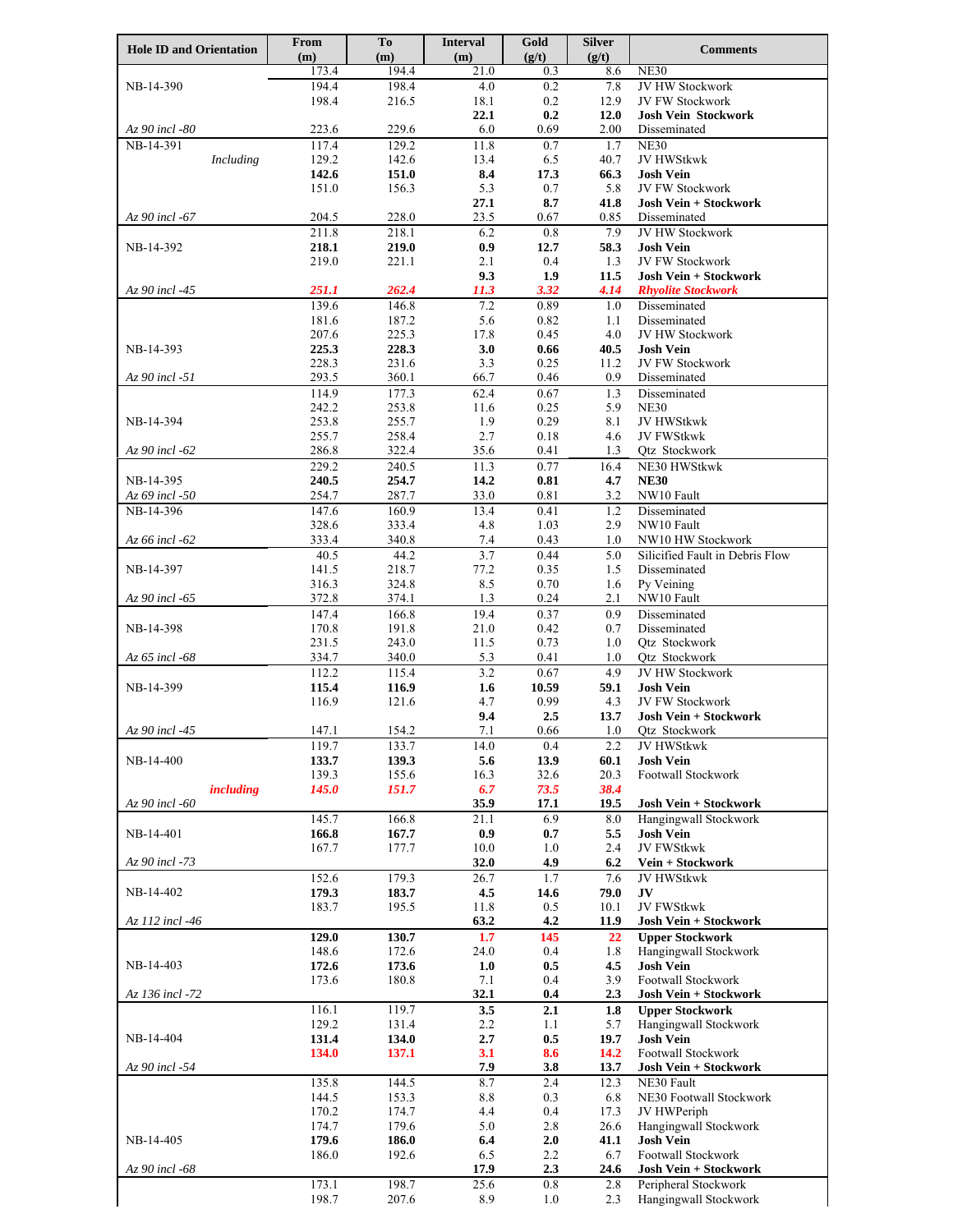| Hole ID and Orientation | From (m) | To (m) | Interval (m) | Gold (g/t) | Silver (g/t) | Comments |
|---|---|---|---|---|---|---|
| | 173.4 | 194.4 | 21.0 | 0.3 | 8.6 | NE30 |
| NB-14-390 | 194.4 | 198.4 | 4.0 | 0.2 | 7.8 | JV HW Stockwork |
| | 198.4 | 216.5 | 18.1 | 0.2 | 12.9 | JV FW Stockwork |
| | | | **22.1** | **0.2** | **12.0** | **Josh Vein Stockwork** |
| *Az 90 incl -80* | 223.6 | 229.6 | 6.0 | 0.69 | 2.00 | Disseminated |
| NB-14-391 | 117.4 | 129.2 | 11.8 | 0.7 | 1.7 | NE30 |
| *Including* | 129.2 | 142.6 | 13.4 | 6.5 | 40.7 | JV HWStkwk |
| | **142.6** | **151.0** | **8.4** | **17.3** | **66.3** | **Josh Vein** |
| | 151.0 | 156.3 | 5.3 | 0.7 | 5.8 | JV FW Stockwork |
| | | | **27.1** | **8.7** | **41.8** | **Josh Vein + Stockwork** |
| *Az 90 incl -67* | 204.5 | 228.0 | 23.5 | 0.67 | 0.85 | Disseminated |
| | 211.8 | 218.1 | 6.2 | 0.8 | 7.9 | JV HW Stockwork |
| NB-14-392 | **218.1** | **219.0** | **0.9** | **12.7** | **58.3** | **Josh Vein** |
| | 219.0 | 221.1 | 2.1 | 0.4 | 1.3 | JV FW Stockwork |
| | | | **9.3** | **1.9** | **11.5** | **Josh Vein + Stockwork** |
| *Az 90 incl -45* | ***251.1*** | ***262.4*** | ***11.3*** | ***3.32*** | ***4.14*** | ***Rhyolite Stockwork*** |
| | 139.6 | 146.8 | 7.2 | 0.89 | 1.0 | Disseminated |
| | 181.6 | 187.2 | 5.6 | 0.82 | 1.1 | Disseminated |
| | 207.6 | 225.3 | 17.8 | 0.45 | 4.0 | JV HW Stockwork |
| NB-14-393 | **225.3** | **228.3** | **3.0** | **0.66** | **40.5** | **Josh Vein** |
| | 228.3 | 231.6 | 3.3 | 0.25 | 11.2 | JV FW Stockwork |
| *Az 90 incl -51* | 293.5 | 360.1 | 66.7 | 0.46 | 0.9 | Disseminated |
| | 114.9 | 177.3 | 62.4 | 0.67 | 1.3 | Disseminated |
| | 242.2 | 253.8 | 11.6 | 0.25 | 5.9 | NE30 |
| NB-14-394 | 253.8 | 255.7 | 1.9 | 0.29 | 8.1 | JV HWStkwk |
| | 255.7 | 258.4 | 2.7 | 0.18 | 4.6 | JV FWStkwk |
| *Az 90 incl -62* | 286.8 | 322.4 | 35.6 | 0.41 | 1.3 | Qtz Stockwork |
| | 229.2 | 240.5 | 11.3 | 0.77 | 16.4 | NE30 HWStkwk |
| NB-14-395 | **240.5** | **254.7** | **14.2** | **0.81** | **4.7** | **NE30** |
| *Az 69 incl -50* | 254.7 | 287.7 | 33.0 | 0.81 | 3.2 | NW10 Fault |
| NB-14-396 | 147.6 | 160.9 | 13.4 | 0.41 | 1.2 | Disseminated |
| | 328.6 | 333.4 | 4.8 | 1.03 | 2.9 | NW10 Fault |
| *Az 66 incl -62* | 333.4 | 340.8 | 7.4 | 0.43 | 1.0 | NW10 HW Stockwork |
| | 40.5 | 44.2 | 3.7 | 0.44 | 5.0 | Silicified Fault in Debris Flow |
| NB-14-397 | 141.5 | 218.7 | 77.2 | 0.35 | 1.5 | Disseminated |
| | 316.3 | 324.8 | 8.5 | 0.70 | 1.6 | Py Veining |
| *Az 90 incl -65* | 372.8 | 374.1 | 1.3 | 0.24 | 2.1 | NW10 Fault |
| | 147.4 | 166.8 | 19.4 | 0.37 | 0.9 | Disseminated |
| NB-14-398 | 170.8 | 191.8 | 21.0 | 0.42 | 0.7 | Disseminated |
| | 231.5 | 243.0 | 11.5 | 0.73 | 1.0 | Qtz Stockwork |
| *Az 65 incl -68* | 334.7 | 340.0 | 5.3 | 0.41 | 1.0 | Qtz Stockwork |
| | 112.2 | 115.4 | 3.2 | 0.67 | 4.9 | JV HW Stockwork |
| NB-14-399 | **115.4** | **116.9** | **1.6** | **10.59** | **59.1** | **Josh Vein** |
| | 116.9 | 121.6 | 4.7 | 0.99 | 4.3 | JV FW Stockwork |
| | | | **9.4** | **2.5** | **13.7** | **Josh Vein + Stockwork** |
| *Az 90 incl -45* | 147.1 | 154.2 | 7.1 | 0.66 | 1.0 | Qtz Stockwork |
| | 119.7 | 133.7 | 14.0 | 0.4 | 2.2 | JV HWStkwk |
| NB-14-400 | **133.7** | **139.3** | **5.6** | **13.9** | **60.1** | **Josh Vein** |
| | 139.3 | 155.6 | 16.3 | 32.6 | 20.3 | Footwall Stockwork |
| ***including*** | ***145.0*** | ***151.7*** | ***6.7*** | ***73.5*** | ***38.4*** | |
| *Az 90 incl -60* | | | **35.9** | **17.1** | **19.5** | **Josh Vein + Stockwork** |
| | 145.7 | 166.8 | 21.1 | 6.9 | 8.0 | Hangingwall Stockwork |
| NB-14-401 | **166.8** | **167.7** | **0.9** | **0.7** | **5.5** | **Josh Vein** |
| | 167.7 | 177.7 | 10.0 | 1.0 | 2.4 | JV FWStkwk |
| *Az 90 incl -73* | | | **32.0** | **4.9** | **6.2** | **Vein + Stockwork** |
| | 152.6 | 179.3 | 26.7 | 1.7 | 7.6 | JV HWStkwk |
| NB-14-402 | **179.3** | **183.7** | **4.5** | **14.6** | **79.0** | **JV** |
| | 183.7 | 195.5 | 11.8 | 0.5 | 10.1 | JV FWStkwk |
| *Az 112 incl -46* | | | **63.2** | **4.2** | **11.9** | **Josh Vein + Stockwork** |
| | **129.0** | **130.7** | **1.7** | **145** | **22** | **Upper Stockwork** |
| | 148.6 | 172.6 | 24.0 | 0.4 | 1.8 | Hangingwall Stockwork |
| NB-14-403 | **172.6** | **173.6** | **1.0** | **0.5** | **4.5** | **Josh Vein** |
| | 173.6 | 180.8 | 7.1 | 0.4 | 3.9 | Footwall Stockwork |
| *Az 136 incl -72* | | | **32.1** | **0.4** | **2.3** | **Josh Vein + Stockwork** |
| | 116.1 | 119.7 | **3.5** | **2.1** | **1.8** | **Upper Stockwork** |
| | 129.2 | 131.4 | 2.2 | 1.1 | 5.7 | Hangingwall Stockwork |
| NB-14-404 | **131.4** | **134.0** | **2.7** | **0.5** | **19.7** | **Josh Vein** |
| | **134.0** | **137.1** | **3.1** | **8.6** | **14.2** | Footwall Stockwork |
| *Az 90 incl -54* | | | **7.9** | **3.8** | **13.7** | **Josh Vein + Stockwork** |
| | 135.8 | 144.5 | 8.7 | 2.4 | 12.3 | NE30 Fault |
| | 144.5 | 153.3 | 8.8 | 0.3 | 6.8 | NE30 Footwall Stockwork |
| | 170.2 | 174.7 | 4.4 | 0.4 | 17.3 | JV HWPeriph |
| | 174.7 | 179.6 | 5.0 | 2.8 | 26.6 | Hangingwall Stockwork |
| NB-14-405 | **179.6** | **186.0** | **6.4** | **2.0** | **41.1** | **Josh Vein** |
| | 186.0 | 192.6 | 6.5 | 2.2 | 6.7 | Footwall Stockwork |
| *Az 90 incl -68* | | | **17.9** | **2.3** | **24.6** | **Josh Vein + Stockwork** |
| | 173.1 | 198.7 | 25.6 | 0.8 | 2.8 | Peripheral Stockwork |
| | 198.7 | 207.6 | 8.9 | 1.0 | 2.3 | Hangingwall Stockwork |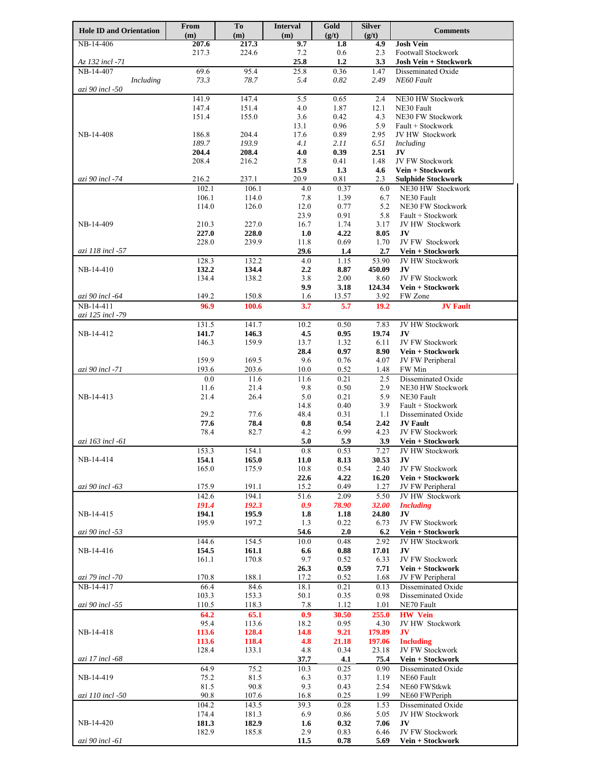| Hole ID and Orientation | From (m) | To (m) | Interval (m) | Gold (g/t) | Silver (g/t) | Comments |
|---|---|---|---|---|---|---|
| NB-14-406 | **207.6** | **217.3** | **9.7** | **1.8** | **4.9** | **Josh Vein** |
| | 217.3 | 224.6 | 7.2 | 0.6 | 2.3 | Footwall Stockwork |
| *Az 132 incl -71* | | | **25.8** | **1.2** | **3.3** | **Josh Vein + Stockwork** |
| NB-14-407 | 69.6 | 95.4 | 25.8 | 0.36 | 1.47 | Disseminated Oxide |
| *Including* | *73.3* | *78.7* | *5.4* | *0.82* | *2.49* | *NE60 Fault* |
| *azi 90 incl -50* | | | | | | |
| | 141.9 | 147.4 | 5.5 | 0.65 | 2.4 | NE30 HW Stockwork |
| | 147.4 | 151.4 | 4.0 | 1.87 | 12.1 | NE30 Fault |
| | 151.4 | 155.0 | 3.6 | 0.42 | 4.3 | NE30 FW Stockwork |
| | | | 13.1 | 0.96 | 5.9 | Fault + Stockwork |
| NB-14-408 | 186.8 | 204.4 | 17.6 | 0.89 | 2.95 | JV HW Stockwork |
| | *189.7* | *193.9* | *4.1* | *2.11* | *6.51* | *Including* |
| | **204.4** | **208.4** | **4.0** | **0.39** | **2.51** | **JV** |
| | 208.4 | 216.2 | 7.8 | 0.41 | 1.48 | JV FW Stockwork |
| | | | **15.9** | **1.3** | **4.6** | **Vein + Stockwork** |
| *azi 90 incl -74* | 216.2 | 237.1 | 20.9 | 0.81 | 2.3 | **Sulphide Stockwork** |
| | 102.1 | 106.1 | 4.0 | 0.37 | 6.0 | NE30 HW Stockwork |
| | 106.1 | 114.0 | 7.8 | 1.39 | 6.7 | NE30 Fault |
| | 114.0 | 126.0 | 12.0 | 0.77 | 5.2 | NE30 FW Stockwork |
| | | | 23.9 | 0.91 | 5.8 | Fault + Stockwork |
| NB-14-409 | 210.3 | 227.0 | 16.7 | 1.74 | 3.17 | JV HW Stockwork |
| | **227.0** | **228.0** | **1.0** | **4.22** | **8.05** | **JV** |
| | 228.0 | 239.9 | 11.8 | 0.69 | 1.70 | JV FW Stockwork |
| *azi 118 incl -57* | | | **29.6** | **1.4** | **2.7** | **Vein + Stockwork** |
| | 128.3 | 132.2 | 4.0 | 1.15 | 53.90 | JV HW Stockwork |
| NB-14-410 | **132.2** | **134.4** | **2.2** | **8.87** | **450.09** | **JV** |
| | 134.4 | 138.2 | 3.8 | 2.00 | 8.60 | JV FW Stockwork |
| | | | **9.9** | **3.18** | **124.34** | **Vein + Stockwork** |
| *azi 90 incl -64* | 149.2 | 150.8 | 1.6 | 13.57 | 3.92 | FW Zone |
| NB-14-411 | **96.9** | **100.6** | **3.7** | **5.7** | **19.2** | **JV Fault** |
| *azi 125 incl -79* | | | | | | |
| | 131.5 | 141.7 | 10.2 | 0.50 | 7.83 | JV HW Stockwork |
| NB-14-412 | **141.7** | **146.3** | **4.5** | **0.95** | **19.74** | **JV** |
| | 146.3 | 159.9 | 13.7 | 1.32 | 6.11 | JV FW Stockwork |
| | | | **28.4** | **0.97** | **8.90** | **Vein + Stockwork** |
| | 159.9 | 169.5 | 9.6 | 0.76 | 4.07 | JV FW Peripheral |
| *azi 90 incl -71* | 193.6 | 203.6 | 10.0 | 0.52 | 1.48 | FW Min |
| | 0.0 | 11.6 | 11.6 | 0.21 | 2.5 | Disseminated Oxide |
| | 11.6 | 21.4 | 9.8 | 0.50 | 2.9 | NE30 HW Stockwork |
| NB-14-413 | 21.4 | 26.4 | 5.0 | 0.21 | 5.9 | NE30 Fault |
| | | | 14.8 | 0.40 | 3.9 | Fault + Stockwork |
| | 29.2 | 77.6 | 48.4 | 0.31 | 1.1 | Disseminated Oxide |
| | **77.6** | **78.4** | **0.8** | **0.54** | **2.42** | **JV Fault** |
| | 78.4 | 82.7 | 4.2 | 6.99 | 4.23 | JV FW Stockwork |
| *azi 163 incl -61* | | | **5.0** | **5.9** | **3.9** | **Vein + Stockwork** |
| | 153.3 | 154.1 | 0.8 | 0.53 | 7.27 | JV HW Stockwork |
| NB-14-414 | **154.1** | **165.0** | **11.0** | **8.13** | **30.53** | **JV** |
| | 165.0 | 175.9 | 10.8 | 0.54 | 2.40 | JV FW Stockwork |
| | | | **22.6** | **4.22** | **16.20** | **Vein + Stockwork** |
| *azi 90 incl -63* | 175.9 | 191.1 | 15.2 | 0.49 | 1.27 | JV FW Peripheral |
| | 142.6 | 194.1 | 51.6 | 2.09 | 5.50 | JV HW Stockwork |
| | ***191.4*** | ***192.3*** | ***0.9*** | ***78.90*** | ***32.00*** | ***Including*** |
| NB-14-415 | **194.1** | **195.9** | **1.8** | **1.18** | **24.80** | **JV** |
| | 195.9 | 197.2 | 1.3 | 0.22 | 6.73 | JV FW Stockwork |
| *azi 90 incl -53* | | | **54.6** | **2.0** | **6.2** | **Vein + Stockwork** |
| | 144.6 | 154.5 | 10.0 | 0.48 | 2.92 | JV HW Stockwork |
| NB-14-416 | **154.5** | **161.1** | **6.6** | **0.88** | **17.01** | **JV** |
| | 161.1 | 170.8 | 9.7 | 0.52 | 6.33 | JV FW Stockwork |
| | | | **26.3** | **0.59** | **7.71** | **Vein + Stockwork** |
| *azi 79 incl -70* | 170.8 | 188.1 | 17.2 | 0.52 | 1.68 | JV FW Peripheral |
| NB-14-417 | 66.4 | 84.6 | 18.1 | 0.21 | 0.13 | Disseminated Oxide |
| | 103.3 | 153.3 | 50.1 | 0.35 | 0.98 | Disseminated Oxide |
| *azi 90 incl -55* | 110.5 | 118.3 | 7.8 | 1.12 | 1.01 | NE70 Fault |
| | **64.2** | **65.1** | **0.9** | **30.50** | **255.0** | **HW Vein** |
| | 95.4 | 113.6 | 18.2 | 0.95 | 4.30 | JV HW Stockwork |
| NB-14-418 | **113.6** | **128.4** | **14.8** | **9.21** | **179.89** | **JV** |
| | **113.6** | **118.4** | **4.8** | **21.18** | **197.06** | **Including** |
| | 128.4 | 133.1 | 4.8 | 0.34 | 23.18 | JV FW Stockwork |
| *azi 17 incl -68* | | | **37.7** | **4.1** | **75.4** | **Vein + Stockwork** |
| | 64.9 | 75.2 | 10.3 | 0.25 | 0.90 | Disseminated Oxide |
| NB-14-419 | 75.2 | 81.5 | 6.3 | 0.37 | 1.19 | NE60 Fault |
| | 81.5 | 90.8 | 9.3 | 0.43 | 2.54 | NE60 FWStkwk |
| *azi 110 incl -50* | 90.8 | 107.6 | 16.8 | 0.25 | 1.99 | NE60 FWPeriph |
| | 104.2 | 143.5 | 39.3 | 0.28 | 1.53 | Disseminated Oxide |
| | 174.4 | 181.3 | 6.9 | 0.86 | 5.05 | JV HW Stockwork |
| NB-14-420 | **181.3** | **182.9** | **1.6** | **0.32** | **7.06** | **JV** |
| | 182.9 | 185.8 | 2.9 | 0.83 | 6.46 | JV FW Stockwork |
| *azi 90 incl -61* | | | **11.5** | **0.78** | **5.69** | **Vein + Stockwork** |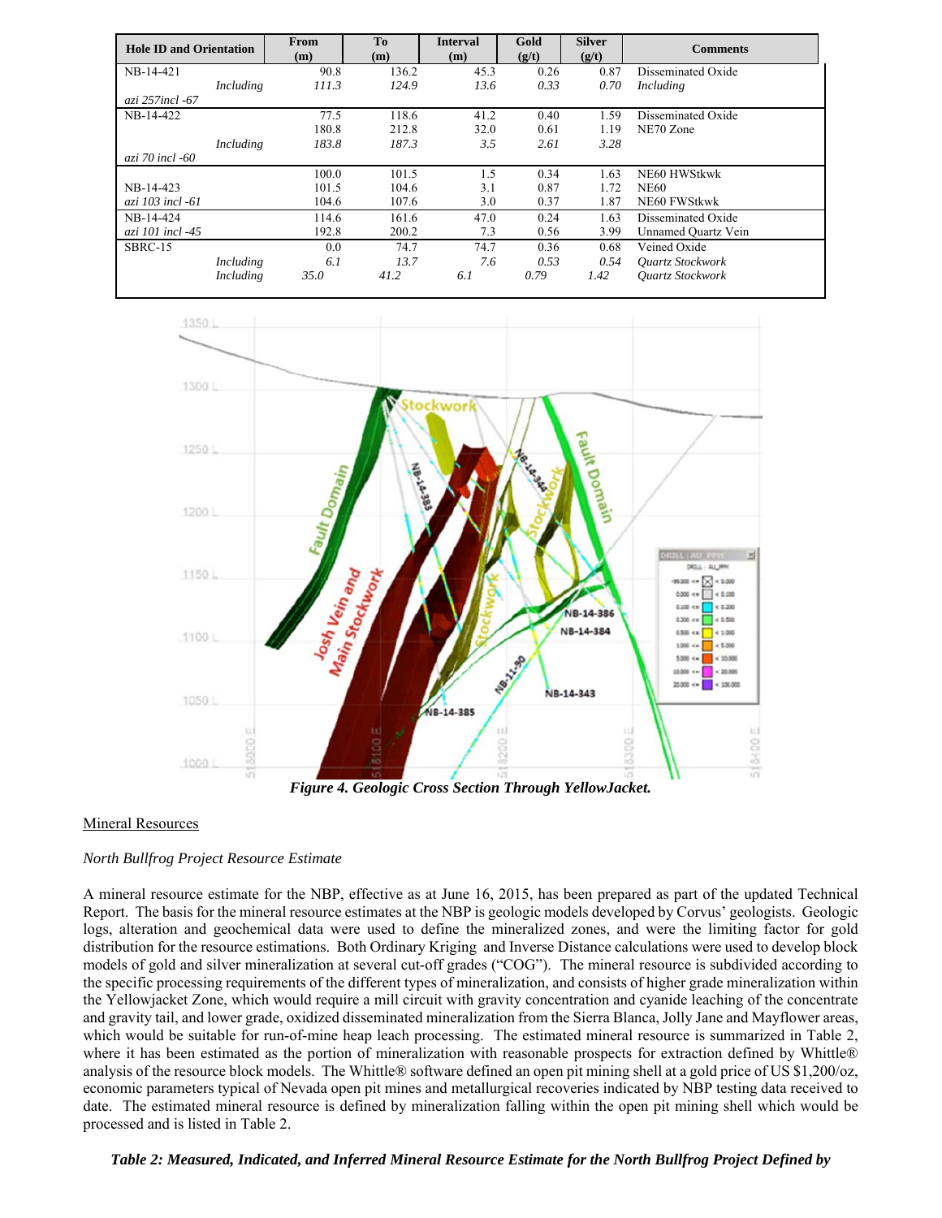| Hole ID and Orientation | | From (m) | To (m) | Interval (m) | Gold (g/t) | Silver (g/t) | Comments |
|---|---|---|---|---|---|---|---|
| NB-14-421 | | 90.8 | 136.2 | 45.3 | 0.26 | 0.87 | Disseminated Oxide |
| | *Including* | *111.3* | *124.9* | *13.6* | *0.33* | *0.70* | *Including* |
| *azi 257incl -67* | | | | | | | |
| NB-14-422 | | 77.5 | 118.6 | 41.2 | 0.40 | 1.59 | Disseminated Oxide |
| | | 180.8 | 212.8 | 32.0 | 0.61 | 1.19 | NE70 Zone |
| | *Including* | *183.8* | *187.3* | *3.5* | *2.61* | *3.28* | |
| *azi 70 incl -60* | | | | | | | |
| | | 100.0 | 101.5 | 1.5 | 0.34 | 1.63 | NE60 HWStkwk |
| NB-14-423 | | 101.5 | 104.6 | 3.1 | 0.87 | 1.72 | NE60 |
| *azi 103 incl -61* | | 104.6 | 107.6 | 3.0 | 0.37 | 1.87 | NE60 FWStkwk |
| NB-14-424 | | 114.6 | 161.6 | 47.0 | 0.24 | 1.63 | Disseminated Oxide |
| *azi 101 incl -45* | | 192.8 | 200.2 | 7.3 | 0.56 | 3.99 | Unnamed Quartz Vein |
| SBRC-15 | | 0.0 | 74.7 | 74.7 | 0.36 | 0.68 | Veined Oxide |
| | *Including* | *6.1* | *13.7* | *7.6* | *0.53* | *0.54* | *Quartz Stockwork* |
| | *Including* | *35.0* | *41.2* | *6.1* | *0.79* | *1.42* | *Quartz Stockwork* |

***Figure 4. Geologic Cross Section Through YellowJacket.***

Mineral Resources

*North Bullfrog Project Resource Estimate*

A mineral resource estimate for the NBP, effective as at June 16, 2015, has been prepared as part of the updated Technical Report. The basis for the mineral resource estimates at the NBP is geologic models developed by Corvus' geologists. Geologic logs, alteration and geochemical data were used to define the mineralized zones, and were the limiting factor for gold distribution for the resource estimations. Both Ordinary Kriging and Inverse Distance calculations were used to develop block models of gold and silver mineralization at several cut-off grades ("COG"). The mineral resource is subdivided according to the specific processing requirements of the different types of mineralization, and consists of higher grade mineralization within the Yellowjacket Zone, which would require a mill circuit with gravity concentration and cyanide leaching of the concentrate and gravity tail, and lower grade, oxidized disseminated mineralization from the Sierra Blanca, Jolly Jane and Mayflower areas, which would be suitable for run-of-mine heap leach processing. The estimated mineral resource is summarized in Table 2, where it has been estimated as the portion of mineralization with reasonable prospects for extraction defined by Whittle® analysis of the resource block models. The Whittle® software defined an open pit mining shell at a gold price of US $1,200/oz, economic parameters typical of Nevada open pit mines and metallurgical recoveries indicated by NBP testing data received to date. The estimated mineral resource is defined by mineralization falling within the open pit mining shell which would be processed and is listed in Table 2.

***Table 2: Measured, Indicated, and Inferred Mineral Resource Estimate for the North Bullfrog Project Defined by***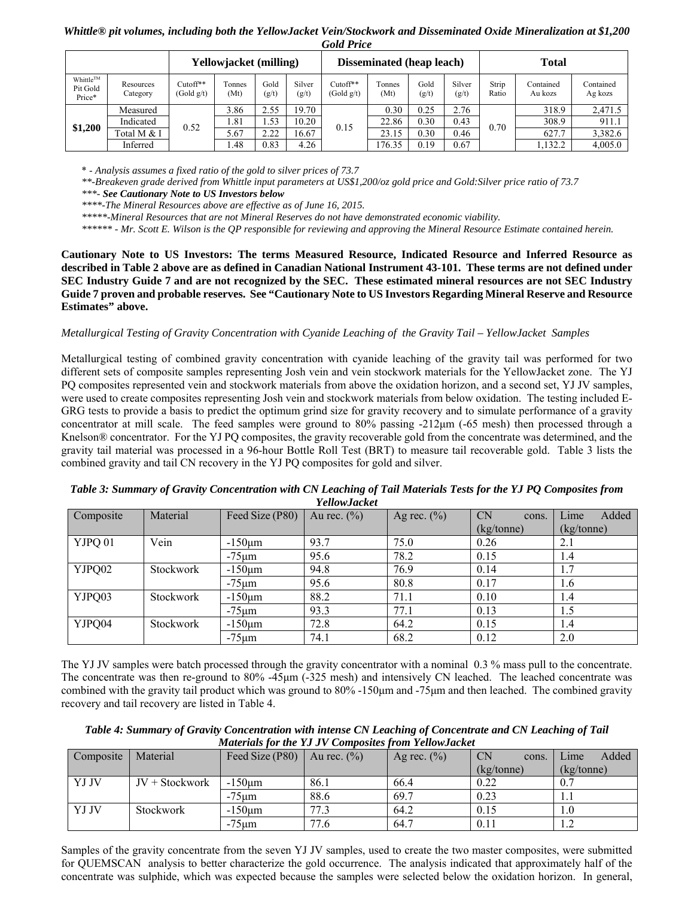***Whittle® pit volumes, including both the YellowJacket Vein/Stockwork and Disseminated Oxide Mineralization at $1,200 Gold Price***

| | | Yellowjacket (milling) | | | | Disseminated (heap leach) | | | | Total | | |
|---|---|---|---|---|---|---|---|---|---|---|---|---|
| Whittle™ Pit Gold Price* | Resources Category | Cutoff** (Gold g/t) | Tonnes (Mt) | Gold (g/t) | Silver (g/t) | Cutoff** (Gold g/t) | Tonnes (Mt) | Gold (g/t) | Silver (g/t) | Strip Ratio | Contained Au kozs | Contained Ag kozs |
| $1,200 | Measured | 0.52 | 3.86 | 2.55 | 19.70 | 0.15 | 0.30 | 0.25 | 2.76 | 0.70 | 318.9 | 2,471.5 |
| | Indicated | | 1.81 | 1.53 | 10.20 | | 22.86 | 0.30 | 0.43 | | 308.9 | 911.1 |
| | Total M & I | | 5.67 | 2.22 | 16.67 | | 23.15 | 0.30 | 0.46 | | 627.7 | 3,382.6 |
| | Inferred | | 1.48 | 0.83 | 4.26 | | 176.35 | 0.19 | 0.67 | | 1,132.2 | 4,005.0 |

*\* - Analysis assumes a fixed ratio of the gold to silver prices of 73.7*

*\*\*-Breakeven grade derived from Whittle input parameters at US$1,200/oz gold price and Gold:Silver price ratio of 73.7*

*\*\*\*- **See Cautionary Note to US Investors below***

*\*\*\*\*-The Mineral Resources above are effective as of June 16, 2015.*

*\*\*\*\*\*-Mineral Resources that are not Mineral Reserves do not have demonstrated economic viability.*

*\*\*\*\*\*\* - Mr. Scott E. Wilson is the QP responsible for reviewing and approving the Mineral Resource Estimate contained herein.*

**Cautionary Note to US Investors: The terms Measured Resource, Indicated Resource and Inferred Resource as described in Table 2 above are as defined in Canadian National Instrument 43-101. These terms are not defined under SEC Industry Guide 7 and are not recognized by the SEC. These estimated mineral resources are not SEC Industry Guide 7 proven and probable reserves. See "Cautionary Note to US Investors Regarding Mineral Reserve and Resource Estimates" above.**

*Metallurgical Testing of Gravity Concentration with Cyanide Leaching of the Gravity Tail – YellowJacket Samples*

Metallurgical testing of combined gravity concentration with cyanide leaching of the gravity tail was performed for two different sets of composite samples representing Josh vein and vein stockwork materials for the YellowJacket zone. The YJ PQ composites represented vein and stockwork materials from above the oxidation horizon, and a second set, YJ JV samples, were used to create composites representing Josh vein and stockwork materials from below oxidation. The testing included E-GRG tests to provide a basis to predict the optimum grind size for gravity recovery and to simulate performance of a gravity concentrator at mill scale. The feed samples were ground to 80% passing -212µm (-65 mesh) then processed through a Knelson® concentrator. For the YJ PQ composites, the gravity recoverable gold from the concentrate was determined, and the gravity tail material was processed in a 96-hour Bottle Roll Test (BRT) to measure tail recoverable gold. Table 3 lists the combined gravity and tail CN recovery in the YJ PQ composites for gold and silver.

***Table 3: Summary of Gravity Concentration with CN Leaching of Tail Materials Tests for the YJ PQ Composites from YellowJacket***

| Composite | Material | Feed Size (P80) | Au rec. (%) | Ag rec. (%) | CN cons. (kg/tonne) | Lime Added (kg/tonne) |
|---|---|---|---|---|---|---|
| YJPQ 01 | Vein | -150µm | 93.7 | 75.0 | 0.26 | 2.1 |
| | | -75µm | 95.6 | 78.2 | 0.15 | 1.4 |
| YJPQ02 | Stockwork | -150µm | 94.8 | 76.9 | 0.14 | 1.7 |
| | | -75µm | 95.6 | 80.8 | 0.17 | 1.6 |
| YJPQ03 | Stockwork | -150µm | 88.2 | 71.1 | 0.10 | 1.4 |
| | | -75µm | 93.3 | 77.1 | 0.13 | 1.5 |
| YJPQ04 | Stockwork | -150µm | 72.8 | 64.2 | 0.15 | 1.4 |
| | | -75µm | 74.1 | 68.2 | 0.12 | 2.0 |

The YJ JV samples were batch processed through the gravity concentrator with a nominal 0.3 % mass pull to the concentrate. The concentrate was then re-ground to 80% -45µm (-325 mesh) and intensively CN leached. The leached concentrate was combined with the gravity tail product which was ground to 80% -150µm and -75µm and then leached. The combined gravity recovery and tail recovery are listed in Table 4.

***Table 4: Summary of Gravity Concentration with intense CN Leaching of Concentrate and CN Leaching of Tail Materials for the YJ JV Composites from YellowJacket***

| Composite | Material | Feed Size (P80) | Au rec. (%) | Ag rec. (%) | CN cons. (kg/tonne) | Lime Added (kg/tonne) |
|---|---|---|---|---|---|---|
| YJ JV | JV + Stockwork | -150µm | 86.1 | 66.4 | 0.22 | 0.7 |
| | | -75µm | 88.6 | 69.7 | 0.23 | 1.1 |
| YJ JV | Stockwork | -150µm | 77.3 | 64.2 | 0.15 | 1.0 |
| | | -75µm | 77.6 | 64.7 | 0.11 | 1.2 |

Samples of the gravity concentrate from the seven YJ JV samples, used to create the two master composites, were submitted for QUEMSCAN analysis to better characterize the gold occurrence. The analysis indicated that approximately half of the concentrate was sulphide, which was expected because the samples were selected below the oxidation horizon. In general,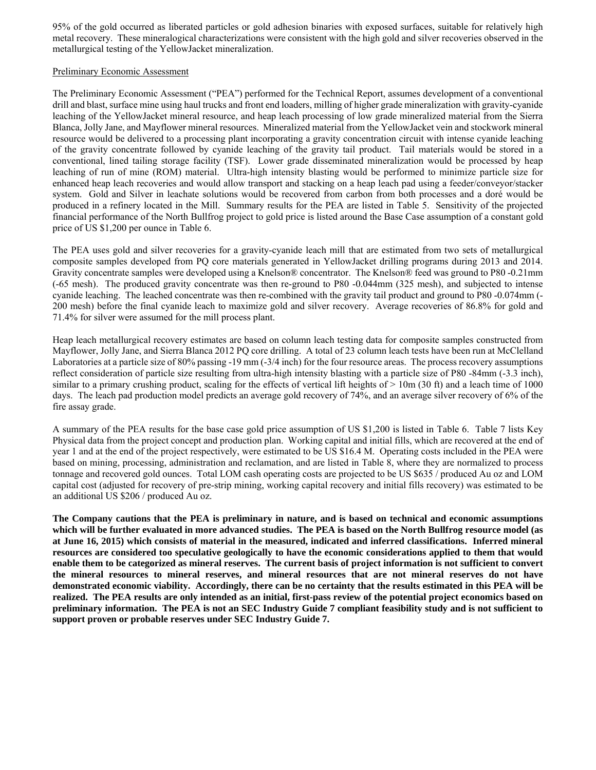95% of the gold occurred as liberated particles or gold adhesion binaries with exposed surfaces, suitable for relatively high metal recovery. These mineralogical characterizations were consistent with the high gold and silver recoveries observed in the metallurgical testing of the YellowJacket mineralization.

Preliminary Economic Assessment

The Preliminary Economic Assessment ("PEA") performed for the Technical Report, assumes development of a conventional drill and blast, surface mine using haul trucks and front end loaders, milling of higher grade mineralization with gravity-cyanide leaching of the YellowJacket mineral resource, and heap leach processing of low grade mineralized material from the Sierra Blanca, Jolly Jane, and Mayflower mineral resources. Mineralized material from the YellowJacket vein and stockwork mineral resource would be delivered to a processing plant incorporating a gravity concentration circuit with intense cyanide leaching of the gravity concentrate followed by cyanide leaching of the gravity tail product. Tail materials would be stored in a conventional, lined tailing storage facility (TSF). Lower grade disseminated mineralization would be processed by heap leaching of run of mine (ROM) material. Ultra-high intensity blasting would be performed to minimize particle size for enhanced heap leach recoveries and would allow transport and stacking on a heap leach pad using a feeder/conveyor/stacker system. Gold and Silver in leachate solutions would be recovered from carbon from both processes and a doré would be produced in a refinery located in the Mill. Summary results for the PEA are listed in Table 5. Sensitivity of the projected financial performance of the North Bullfrog project to gold price is listed around the Base Case assumption of a constant gold price of US $1,200 per ounce in Table 6.

The PEA uses gold and silver recoveries for a gravity-cyanide leach mill that are estimated from two sets of metallurgical composite samples developed from PQ core materials generated in YellowJacket drilling programs during 2013 and 2014. Gravity concentrate samples were developed using a Knelson® concentrator. The Knelson® feed was ground to P80 -0.21mm (-65 mesh). The produced gravity concentrate was then re-ground to P80 -0.044mm (325 mesh), and subjected to intense cyanide leaching. The leached concentrate was then re-combined with the gravity tail product and ground to P80 -0.074mm (-200 mesh) before the final cyanide leach to maximize gold and silver recovery. Average recoveries of 86.8% for gold and 71.4% for silver were assumed for the mill process plant.

Heap leach metallurgical recovery estimates are based on column leach testing data for composite samples constructed from Mayflower, Jolly Jane, and Sierra Blanca 2012 PQ core drilling. A total of 23 column leach tests have been run at McClelland Laboratories at a particle size of 80% passing -19 mm (-3/4 inch) for the four resource areas. The process recovery assumptions reflect consideration of particle size resulting from ultra-high intensity blasting with a particle size of P80 -84mm (-3.3 inch), similar to a primary crushing product, scaling for the effects of vertical lift heights of > 10m (30 ft) and a leach time of 1000 days. The leach pad production model predicts an average gold recovery of 74%, and an average silver recovery of 6% of the fire assay grade.

A summary of the PEA results for the base case gold price assumption of US $1,200 is listed in Table 6. Table 7 lists Key Physical data from the project concept and production plan. Working capital and initial fills, which are recovered at the end of year 1 and at the end of the project respectively, were estimated to be US $16.4 M. Operating costs included in the PEA were based on mining, processing, administration and reclamation, and are listed in Table 8, where they are normalized to process tonnage and recovered gold ounces. Total LOM cash operating costs are projected to be US $635 / produced Au oz and LOM capital cost (adjusted for recovery of pre-strip mining, working capital recovery and initial fills recovery) was estimated to be an additional US $206 / produced Au oz.

**The Company cautions that the PEA is preliminary in nature, and is based on technical and economic assumptions which will be further evaluated in more advanced studies. The PEA is based on the North Bullfrog resource model (as at June 16, 2015) which consists of material in the measured, indicated and inferred classifications. Inferred mineral resources are considered too speculative geologically to have the economic considerations applied to them that would enable them to be categorized as mineral reserves. The current basis of project information is not sufficient to convert the mineral resources to mineral reserves, and mineral resources that are not mineral reserves do not have demonstrated economic viability. Accordingly, there can be no certainty that the results estimated in this PEA will be realized. The PEA results are only intended as an initial, first-pass review of the potential project economics based on preliminary information. The PEA is not an SEC Industry Guide 7 compliant feasibility study and is not sufficient to support proven or probable reserves under SEC Industry Guide 7.**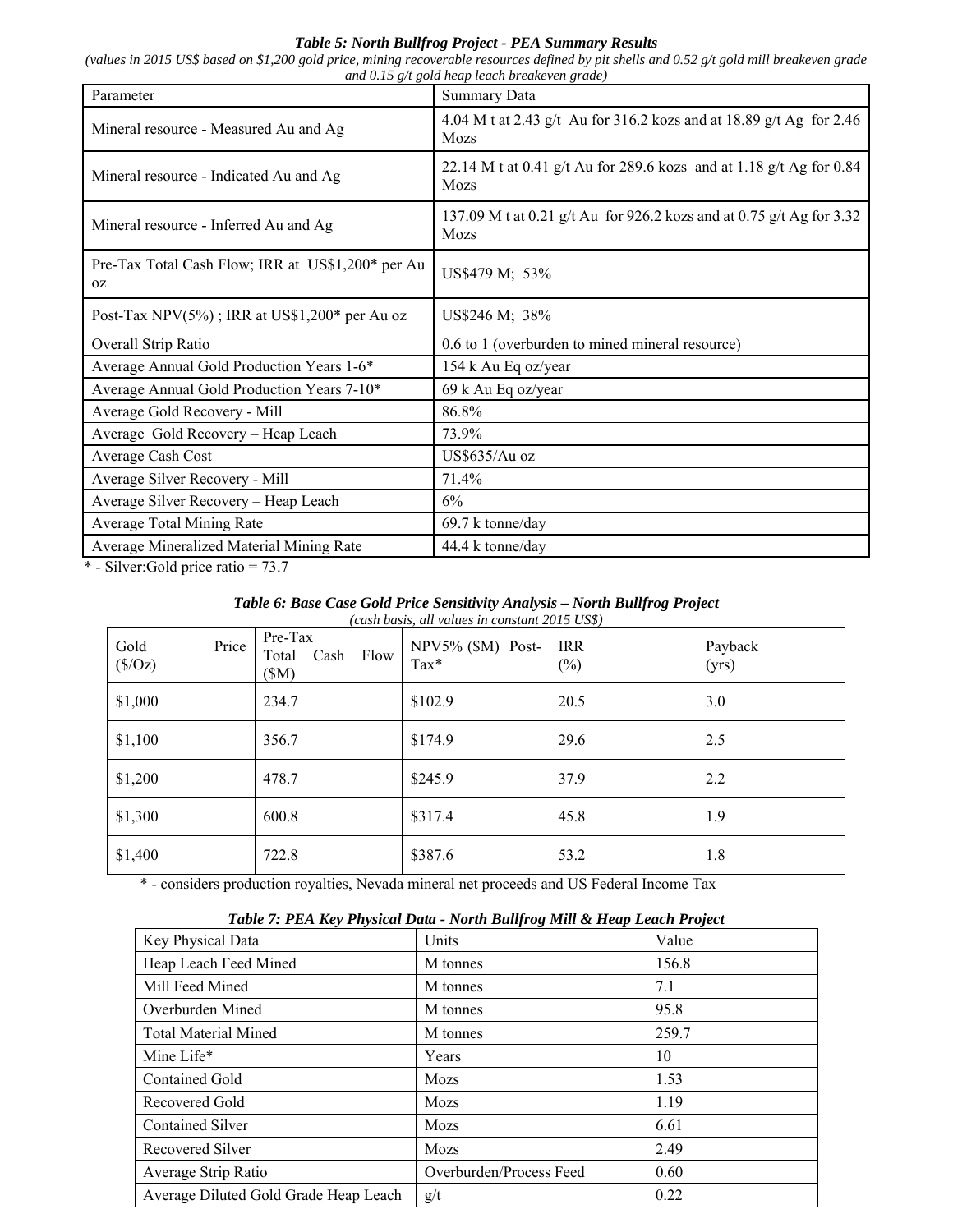***Table 5: North Bullfrog Project - PEA Summary Results***

*(values in 2015 US$ based on $1,200 gold price, mining recoverable resources defined by pit shells and 0.52 g/t gold mill breakeven grade and 0.15 g/t gold heap leach breakeven grade)*

| Parameter | Summary Data |
|---|---|
| Mineral resource - Measured Au and Ag | 4.04 M t at 2.43 g/t Au for 316.2 kozs and at 18.89 g/t Ag for 2.46 Mozs |
| Mineral resource - Indicated Au and Ag | 22.14 M t at 0.41 g/t Au for 289.6 kozs and at 1.18 g/t Ag for 0.84 Mozs |
| Mineral resource - Inferred Au and Ag | 137.09 M t at 0.21 g/t Au for 926.2 kozs and at 0.75 g/t Ag for 3.32 Mozs |
| Pre-Tax Total Cash Flow; IRR at US$1,200* per Au oz | US$479 M; 53% |
| Post-Tax NPV(5%) ; IRR at US$1,200* per Au oz | US$246 M; 38% |
| Overall Strip Ratio | 0.6 to 1 (overburden to mined mineral resource) |
| Average Annual Gold Production Years 1-6* | 154 k Au Eq oz/year |
| Average Annual Gold Production Years 7-10* | 69 k Au Eq oz/year |
| Average Gold Recovery - Mill | 86.8% |
| Average Gold Recovery – Heap Leach | 73.9% |
| Average Cash Cost | US$635/Au oz |
| Average Silver Recovery - Mill | 71.4% |
| Average Silver Recovery – Heap Leach | 6% |
| Average Total Mining Rate | 69.7 k tonne/day |
| Average Mineralized Material Mining Rate | 44.4 k tonne/day |

* - Silver:Gold price ratio = 73.7

***Table 6: Base Case Gold Price Sensitivity Analysis – North Bullfrog Project***

*(cash basis, all values in constant 2015 US$)*

| Gold Price ($/Oz) | Pre-Tax Total Cash Flow ($M) | NPV5% ($M) Post-Tax* | IRR (%) | Payback (yrs) |
|---|---|---|---|---|
| $1,000 | 234.7 | $102.9 | 20.5 | 3.0 |
| $1,100 | 356.7 | $174.9 | 29.6 | 2.5 |
| $1,200 | 478.7 | $245.9 | 37.9 | 2.2 |
| $1,300 | 600.8 | $317.4 | 45.8 | 1.9 |
| $1,400 | 722.8 | $387.6 | 53.2 | 1.8 |

* - considers production royalties, Nevada mineral net proceeds and US Federal Income Tax

***Table 7: PEA Key Physical Data - North Bullfrog Mill & Heap Leach Project***

| Key Physical Data | Units | Value |
|---|---|---|
| Heap Leach Feed Mined | M tonnes | 156.8 |
| Mill Feed Mined | M tonnes | 7.1 |
| Overburden Mined | M tonnes | 95.8 |
| Total Material Mined | M tonnes | 259.7 |
| Mine Life* | Years | 10 |
| Contained Gold | Mozs | 1.53 |
| Recovered Gold | Mozs | 1.19 |
| Contained Silver | Mozs | 6.61 |
| Recovered Silver | Mozs | 2.49 |
| Average Strip Ratio | Overburden/Process Feed | 0.60 |
| Average Diluted Gold Grade Heap Leach | g/t | 0.22 |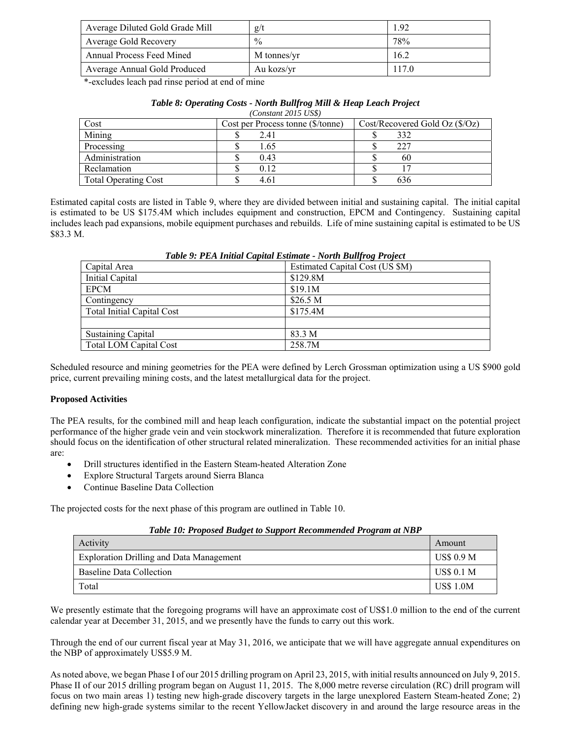| Average Diluted Gold Grade Mill | g/t | 1.92 |
| --- | --- | --- |
| Average Gold Recovery | % | 78% |
| Annual Process Feed Mined | M tonnes/yr | 16.2 |
| Average Annual Gold Produced | Au kozs/yr | 117.0 |

*-excludes leach pad rinse period at end of mine

***Table 8: Operating Costs - North Bullfrog Mill & Heap Leach Project***

*(Constant 2015 US$)*

| Cost | Cost per Process tonne ($/tonne) | Cost/Recovered Gold Oz ($/Oz) |
| --- | --- | --- |
| Mining | $ 2.41 | $ 332 |
| Processing | $ 1.65 | $ 227 |
| Administration | $ 0.43 | $ 60 |
| Reclamation | $ 0.12 | $ 17 |
| Total Operating Cost | $ 4.61 | $ 636 |

Estimated capital costs are listed in Table 9, where they are divided between initial and sustaining capital. The initial capital is estimated to be US $175.4M which includes equipment and construction, EPCM and Contingency. Sustaining capital includes leach pad expansions, mobile equipment purchases and rebuilds. Life of mine sustaining capital is estimated to be US $83.3 M.

***Table 9: PEA Initial Capital Estimate - North Bullfrog Project***

| Capital Area | Estimated Capital Cost (US $M) |
| --- | --- |
| Initial Capital | $129.8M |
| EPCM | $19.1M |
| Contingency | $26.5 M |
| Total Initial Capital Cost | $175.4M |
| | |
| Sustaining Capital | 83.3 M |
| Total LOM Capital Cost | 258.7M |

Scheduled resource and mining geometries for the PEA were defined by Lerch Grossman optimization using a US $900 gold price, current prevailing mining costs, and the latest metallurgical data for the project.

**Proposed Activities**

The PEA results, for the combined mill and heap leach configuration, indicate the substantial impact on the potential project performance of the higher grade vein and vein stockwork mineralization. Therefore it is recommended that future exploration should focus on the identification of other structural related mineralization. These recommended activities for an initial phase are:

- Drill structures identified in the Eastern Steam-heated Alteration Zone
- Explore Structural Targets around Sierra Blanca
- Continue Baseline Data Collection

The projected costs for the next phase of this program are outlined in Table 10.

***Table 10: Proposed Budget to Support Recommended Program at NBP***

| Activity | Amount |
| --- | --- |
| Exploration Drilling and Data Management | US$ 0.9 M |
| Baseline Data Collection | US$ 0.1 M |
| Total | US$ 1.0M |

We presently estimate that the foregoing programs will have an approximate cost of US$1.0 million to the end of the current calendar year at December 31, 2015, and we presently have the funds to carry out this work.

Through the end of our current fiscal year at May 31, 2016, we anticipate that we will have aggregate annual expenditures on the NBP of approximately US$5.9 M.

As noted above, we began Phase I of our 2015 drilling program on April 23, 2015, with initial results announced on July 9, 2015. Phase II of our 2015 drilling program began on August 11, 2015. The 8,000 metre reverse circulation (RC) drill program will focus on two main areas 1) testing new high-grade discovery targets in the large unexplored Eastern Steam-heated Zone; 2) defining new high-grade systems similar to the recent YellowJacket discovery in and around the large resource areas in the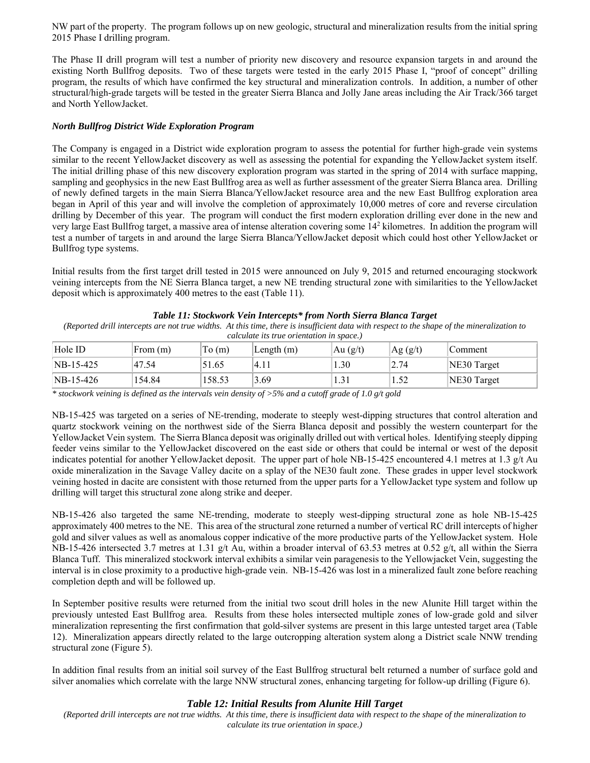NW part of the property. The program follows up on new geologic, structural and mineralization results from the initial spring 2015 Phase I drilling program.

The Phase II drill program will test a number of priority new discovery and resource expansion targets in and around the existing North Bullfrog deposits. Two of these targets were tested in the early 2015 Phase I, "proof of concept" drilling program, the results of which have confirmed the key structural and mineralization controls. In addition, a number of other structural/high-grade targets will be tested in the greater Sierra Blanca and Jolly Jane areas including the Air Track/366 target and North YellowJacket.

***North Bullfrog District Wide Exploration Program***

The Company is engaged in a District wide exploration program to assess the potential for further high-grade vein systems similar to the recent YellowJacket discovery as well as assessing the potential for expanding the YellowJacket system itself. The initial drilling phase of this new discovery exploration program was started in the spring of 2014 with surface mapping, sampling and geophysics in the new East Bullfrog area as well as further assessment of the greater Sierra Blanca area. Drilling of newly defined targets in the main Sierra Blanca/YellowJacket resource area and the new East Bullfrog exploration area began in April of this year and will involve the completion of approximately 10,000 metres of core and reverse circulation drilling by December of this year. The program will conduct the first modern exploration drilling ever done in the new and very large East Bullfrog target, a massive area of intense alteration covering some $14^2$ kilometres. In addition the program will test a number of targets in and around the large Sierra Blanca/YellowJacket deposit which could host other YellowJacket or Bullfrog type systems.

Initial results from the first target drill tested in 2015 were announced on July 9, 2015 and returned encouraging stockwork veining intercepts from the NE Sierra Blanca target, a new NE trending structural zone with similarities to the YellowJacket deposit which is approximately 400 metres to the east (Table 11).

***Table 11: Stockwork Vein Intercepts\* from North Sierra Blanca Target***

*(Reported drill intercepts are not true widths. At this time, there is insufficient data with respect to the shape of the mineralization to calculate its true orientation in space.)*

| Hole ID | From (m) | To (m) | Length (m) | Au (g/t) | Ag (g/t) | Comment |
|---|---|---|---|---|---|---|
| NB-15-425 | 47.54 | 51.65 | 4.11 | 1.30 | 2.74 | NE30 Target |
| NB-15-426 | 154.84 | 158.53 | 3.69 | 1.31 | 1.52 | NE30 Target |

*\* stockwork veining is defined as the intervals vein density of >5% and a cutoff grade of 1.0 g/t gold*

NB-15-425 was targeted on a series of NE-trending, moderate to steeply west-dipping structures that control alteration and quartz stockwork veining on the northwest side of the Sierra Blanca deposit and possibly the western counterpart for the YellowJacket Vein system. The Sierra Blanca deposit was originally drilled out with vertical holes. Identifying steeply dipping feeder veins similar to the YellowJacket discovered on the east side or others that could be internal or west of the deposit indicates potential for another YellowJacket deposit. The upper part of hole NB-15-425 encountered 4.1 metres at 1.3 g/t Au oxide mineralization in the Savage Valley dacite on a splay of the NE30 fault zone. These grades in upper level stockwork veining hosted in dacite are consistent with those returned from the upper parts for a YellowJacket type system and follow up drilling will target this structural zone along strike and deeper.

NB-15-426 also targeted the same NE-trending, moderate to steeply west-dipping structural zone as hole NB-15-425 approximately 400 metres to the NE. This area of the structural zone returned a number of vertical RC drill intercepts of higher gold and silver values as well as anomalous copper indicative of the more productive parts of the YellowJacket system. Hole NB-15-426 intersected 3.7 metres at 1.31 g/t Au, within a broader interval of 63.53 metres at 0.52 g/t, all within the Sierra Blanca Tuff. This mineralized stockwork interval exhibits a similar vein paragenesis to the Yellowjacket Vein, suggesting the interval is in close proximity to a productive high-grade vein. NB-15-426 was lost in a mineralized fault zone before reaching completion depth and will be followed up.

In September positive results were returned from the initial two scout drill holes in the new Alunite Hill target within the previously untested East Bullfrog area. Results from these holes intersected multiple zones of low-grade gold and silver mineralization representing the first confirmation that gold-silver systems are present in this large untested target area (Table 12). Mineralization appears directly related to the large outcropping alteration system along a District scale NNW trending structural zone (Figure 5).

In addition final results from an initial soil survey of the East Bullfrog structural belt returned a number of surface gold and silver anomalies which correlate with the large NNW structural zones, enhancing targeting for follow-up drilling (Figure 6).

***Table 12: Initial Results from Alunite Hill Target***

*(Reported drill intercepts are not true widths. At this time, there is insufficient data with respect to the shape of the mineralization to calculate its true orientation in space.)*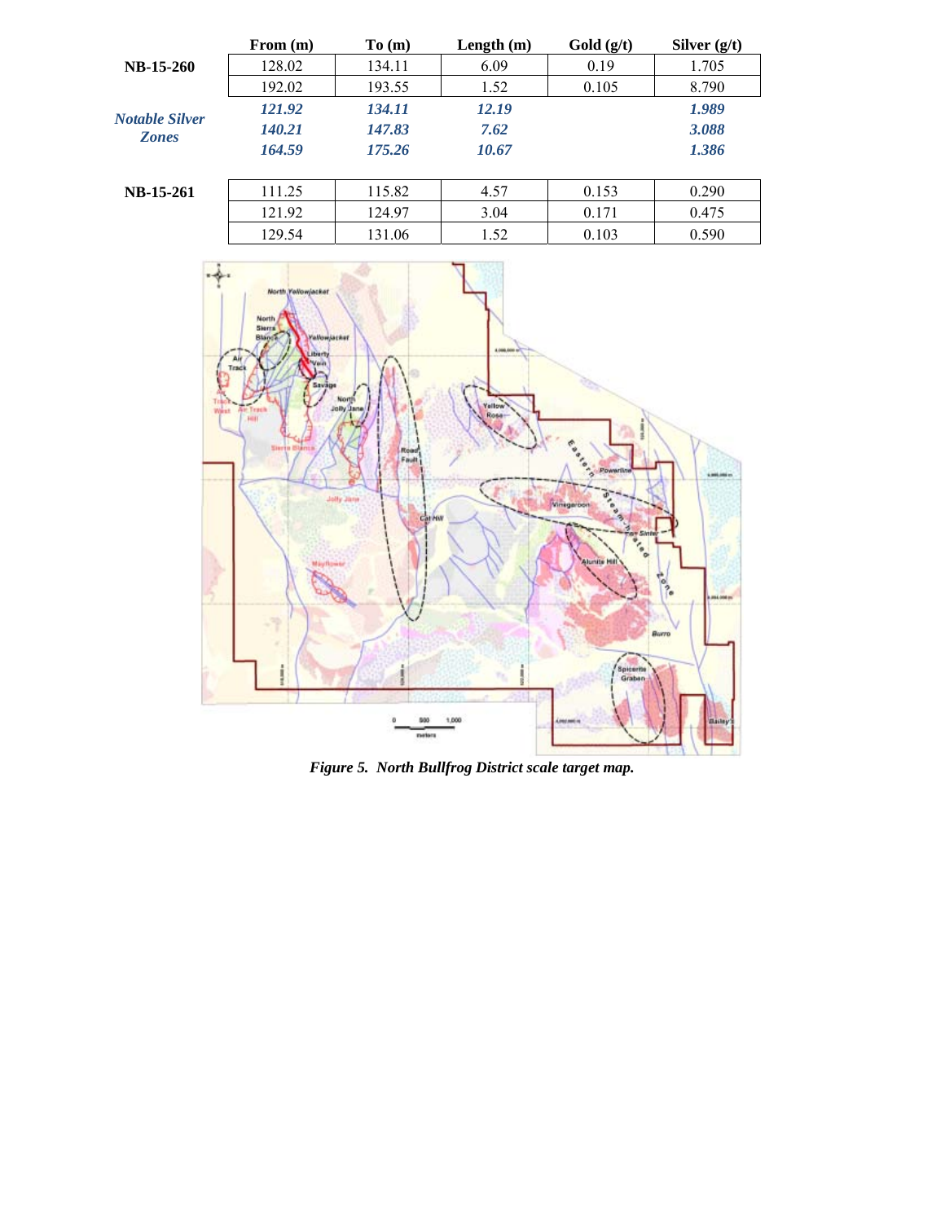| | From (m) | To (m) | Length (m) | Gold (g/t) | Silver (g/t) |
|---|---|---|---|---|---|
| **NB-15-260** | 128.02 | 134.11 | 6.09 | 0.19 | 1.705 |
| | 192.02 | 193.55 | 1.52 | 0.105 | 8.790 |
| ***Notable Silver Zones*** | ***121.92*** | ***134.11*** | ***12.19*** | | ***1.989*** |
| | ***140.21*** | ***147.83*** | ***7.62*** | | ***3.088*** |
| | ***164.59*** | ***175.26*** | ***10.67*** | | ***1.386*** |
| **NB-15-261** | 111.25 | 115.82 | 4.57 | 0.153 | 0.290 |
| | 121.92 | 124.97 | 3.04 | 0.171 | 0.475 |
| | 129.54 | 131.06 | 1.52 | 0.103 | 0.590 |

***Figure 5. North Bullfrog District scale target map.***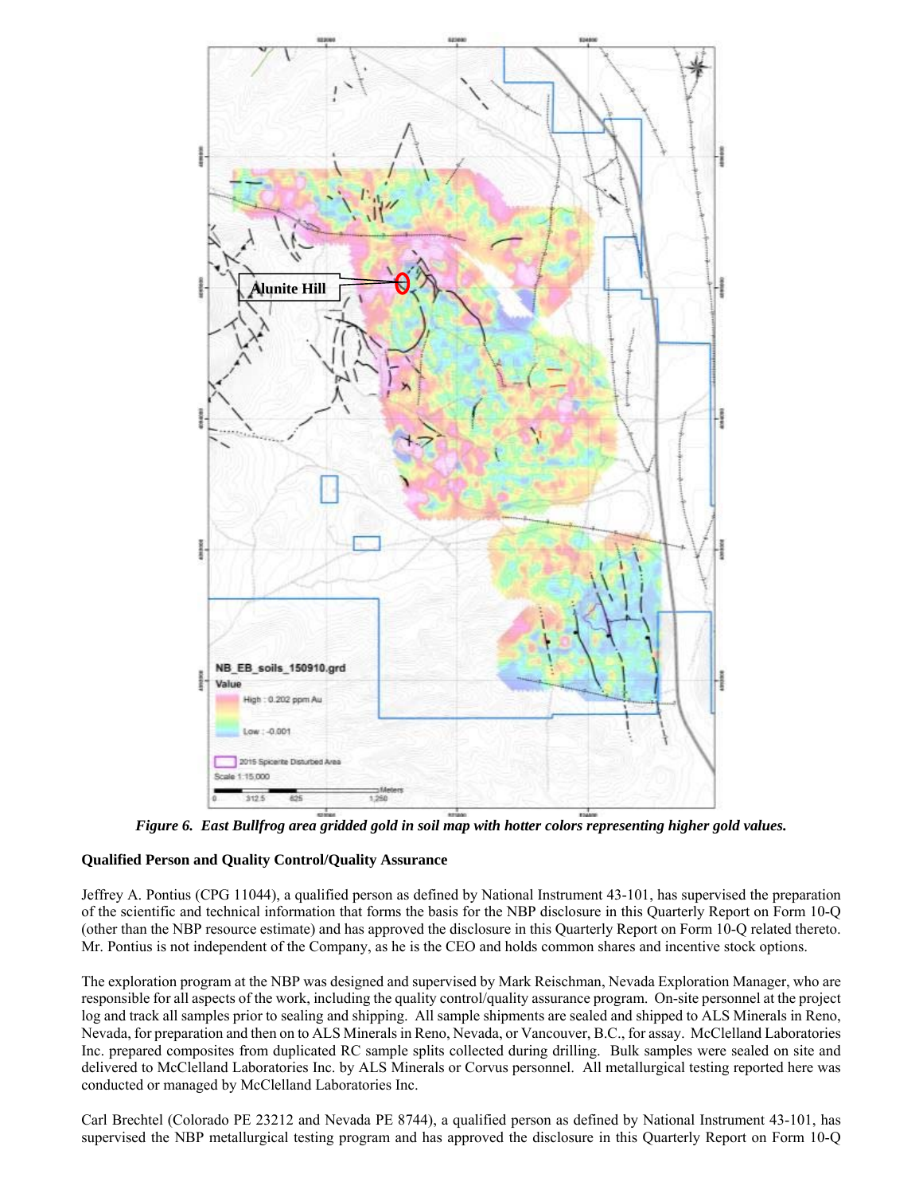*Figure 6. East Bullfrog area gridded gold in soil map with hotter colors representing higher gold values.*

**Qualified Person and Quality Control/Quality Assurance**

Jeffrey A. Pontius (CPG 11044), a qualified person as defined by National Instrument 43-101, has supervised the preparation of the scientific and technical information that forms the basis for the NBP disclosure in this Quarterly Report on Form 10-Q (other than the NBP resource estimate) and has approved the disclosure in this Quarterly Report on Form 10-Q related thereto. Mr. Pontius is not independent of the Company, as he is the CEO and holds common shares and incentive stock options.

The exploration program at the NBP was designed and supervised by Mark Reischman, Nevada Exploration Manager, who are responsible for all aspects of the work, including the quality control/quality assurance program. On-site personnel at the project log and track all samples prior to sealing and shipping. All sample shipments are sealed and shipped to ALS Minerals in Reno, Nevada, for preparation and then on to ALS Minerals in Reno, Nevada, or Vancouver, B.C., for assay. McClelland Laboratories Inc. prepared composites from duplicated RC sample splits collected during drilling. Bulk samples were sealed on site and delivered to McClelland Laboratories Inc. by ALS Minerals or Corvus personnel. All metallurgical testing reported here was conducted or managed by McClelland Laboratories Inc.

Carl Brechtel (Colorado PE 23212 and Nevada PE 8744), a qualified person as defined by National Instrument 43-101, has supervised the NBP metallurgical testing program and has approved the disclosure in this Quarterly Report on Form 10-Q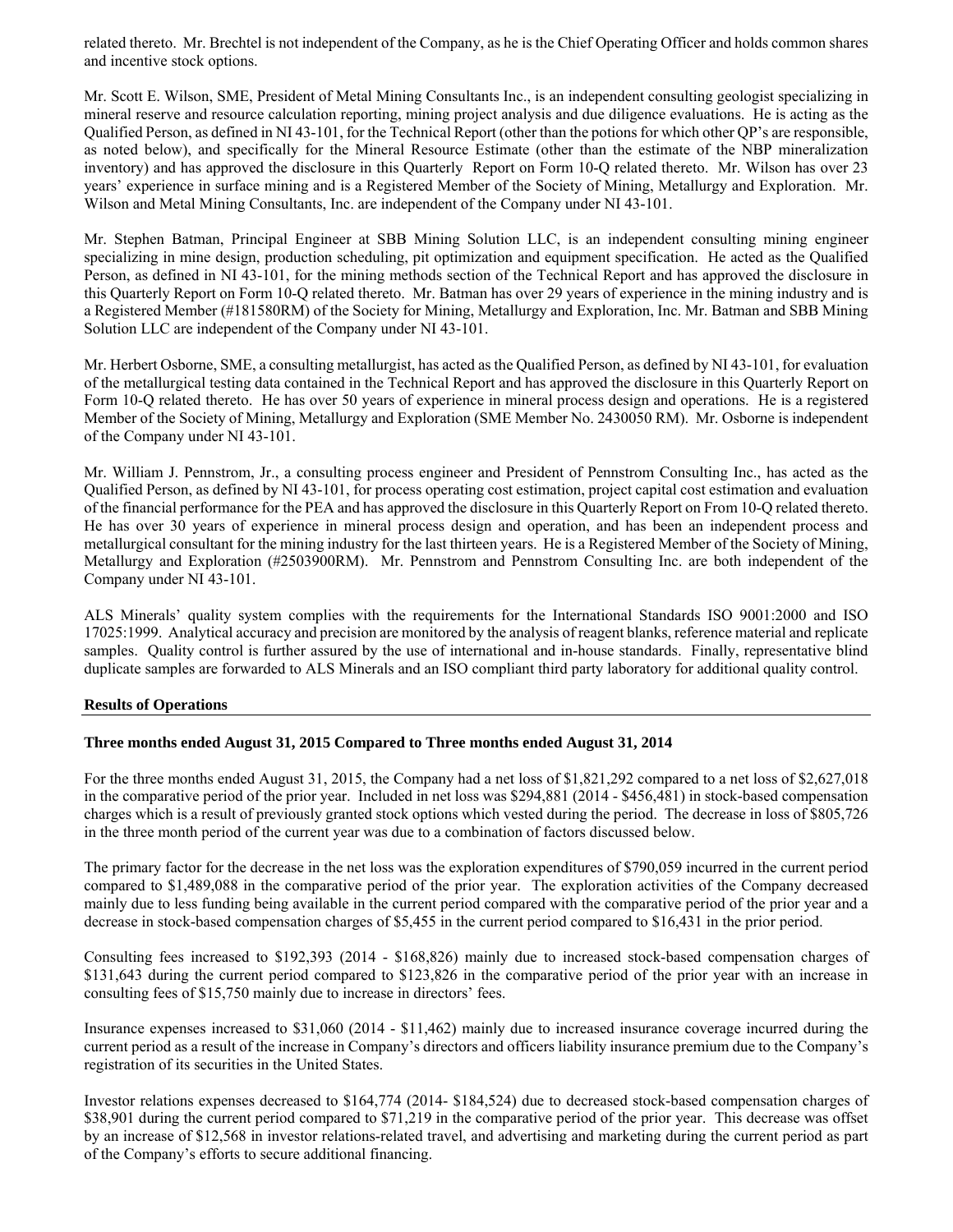related thereto. Mr. Brechtel is not independent of the Company, as he is the Chief Operating Officer and holds common shares and incentive stock options.

Mr. Scott E. Wilson, SME, President of Metal Mining Consultants Inc., is an independent consulting geologist specializing in mineral reserve and resource calculation reporting, mining project analysis and due diligence evaluations. He is acting as the Qualified Person, as defined in NI 43-101, for the Technical Report (other than the potions for which other QP's are responsible, as noted below), and specifically for the Mineral Resource Estimate (other than the estimate of the NBP mineralization inventory) and has approved the disclosure in this Quarterly Report on Form 10-Q related thereto. Mr. Wilson has over 23 years' experience in surface mining and is a Registered Member of the Society of Mining, Metallurgy and Exploration. Mr. Wilson and Metal Mining Consultants, Inc. are independent of the Company under NI 43-101.

Mr. Stephen Batman, Principal Engineer at SBB Mining Solution LLC, is an independent consulting mining engineer specializing in mine design, production scheduling, pit optimization and equipment specification. He acted as the Qualified Person, as defined in NI 43-101, for the mining methods section of the Technical Report and has approved the disclosure in this Quarterly Report on Form 10-Q related thereto. Mr. Batman has over 29 years of experience in the mining industry and is a Registered Member (#181580RM) of the Society for Mining, Metallurgy and Exploration, Inc. Mr. Batman and SBB Mining Solution LLC are independent of the Company under NI 43-101.

Mr. Herbert Osborne, SME, a consulting metallurgist, has acted as the Qualified Person, as defined by NI 43-101, for evaluation of the metallurgical testing data contained in the Technical Report and has approved the disclosure in this Quarterly Report on Form 10-Q related thereto. He has over 50 years of experience in mineral process design and operations. He is a registered Member of the Society of Mining, Metallurgy and Exploration (SME Member No. 2430050 RM). Mr. Osborne is independent of the Company under NI 43-101.

Mr. William J. Pennstrom, Jr., a consulting process engineer and President of Pennstrom Consulting Inc., has acted as the Qualified Person, as defined by NI 43-101, for process operating cost estimation, project capital cost estimation and evaluation of the financial performance for the PEA and has approved the disclosure in this Quarterly Report on From 10-Q related thereto. He has over 30 years of experience in mineral process design and operation, and has been an independent process and metallurgical consultant for the mining industry for the last thirteen years. He is a Registered Member of the Society of Mining, Metallurgy and Exploration (#2503900RM). Mr. Pennstrom and Pennstrom Consulting Inc. are both independent of the Company under NI 43-101.

ALS Minerals' quality system complies with the requirements for the International Standards ISO 9001:2000 and ISO 17025:1999. Analytical accuracy and precision are monitored by the analysis of reagent blanks, reference material and replicate samples. Quality control is further assured by the use of international and in-house standards. Finally, representative blind duplicate samples are forwarded to ALS Minerals and an ISO compliant third party laboratory for additional quality control.

## Results of Operations

### Three months ended August 31, 2015 Compared to Three months ended August 31, 2014

For the three months ended August 31, 2015, the Company had a net loss of $1,821,292 compared to a net loss of $2,627,018 in the comparative period of the prior year. Included in net loss was $294,881 (2014 - $456,481) in stock-based compensation charges which is a result of previously granted stock options which vested during the period. The decrease in loss of $805,726 in the three month period of the current year was due to a combination of factors discussed below.

The primary factor for the decrease in the net loss was the exploration expenditures of $790,059 incurred in the current period compared to $1,489,088 in the comparative period of the prior year. The exploration activities of the Company decreased mainly due to less funding being available in the current period compared with the comparative period of the prior year and a decrease in stock-based compensation charges of $5,455 in the current period compared to $16,431 in the prior period.

Consulting fees increased to $192,393 (2014 - $168,826) mainly due to increased stock-based compensation charges of $131,643 during the current period compared to $123,826 in the comparative period of the prior year with an increase in consulting fees of $15,750 mainly due to increase in directors' fees.

Insurance expenses increased to $31,060 (2014 - $11,462) mainly due to increased insurance coverage incurred during the current period as a result of the increase in Company's directors and officers liability insurance premium due to the Company's registration of its securities in the United States.

Investor relations expenses decreased to $164,774 (2014- $184,524) due to decreased stock-based compensation charges of $38,901 during the current period compared to $71,219 in the comparative period of the prior year. This decrease was offset by an increase of $12,568 in investor relations-related travel, and advertising and marketing during the current period as part of the Company's efforts to secure additional financing.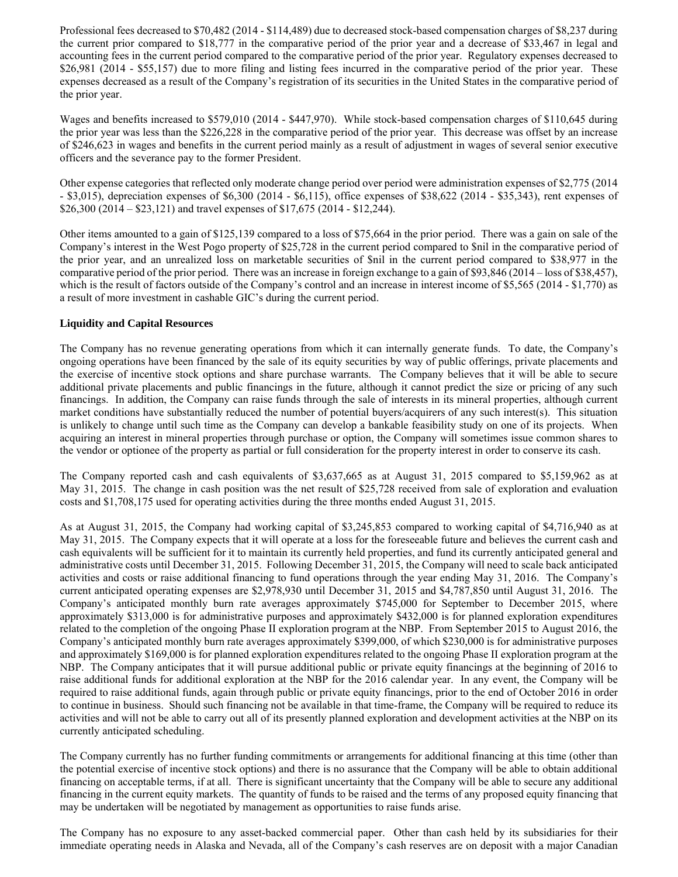Professional fees decreased to $70,482 (2014 - $114,489) due to decreased stock-based compensation charges of $8,237 during the current prior compared to $18,777 in the comparative period of the prior year and a decrease of $33,467 in legal and accounting fees in the current period compared to the comparative period of the prior year. Regulatory expenses decreased to $26,981 (2014 - $55,157) due to more filing and listing fees incurred in the comparative period of the prior year. These expenses decreased as a result of the Company's registration of its securities in the United States in the comparative period of the prior year.

Wages and benefits increased to $579,010 (2014 - $447,970). While stock-based compensation charges of $110,645 during the prior year was less than the $226,228 in the comparative period of the prior year. This decrease was offset by an increase of $246,623 in wages and benefits in the current period mainly as a result of adjustment in wages of several senior executive officers and the severance pay to the former President.

Other expense categories that reflected only moderate change period over period were administration expenses of $2,775 (2014 - $3,015), depreciation expenses of $6,300 (2014 - $6,115), office expenses of $38,622 (2014 - $35,343), rent expenses of $26,300 (2014 – $23,121) and travel expenses of $17,675 (2014 - $12,244).

Other items amounted to a gain of $125,139 compared to a loss of $75,664 in the prior period. There was a gain on sale of the Company's interest in the West Pogo property of $25,728 in the current period compared to $nil in the comparative period of the prior year, and an unrealized loss on marketable securities of $nil in the current period compared to $38,977 in the comparative period of the prior period. There was an increase in foreign exchange to a gain of $93,846 (2014 – loss of $38,457), which is the result of factors outside of the Company's control and an increase in interest income of $5,565 (2014 - $1,770) as a result of more investment in cashable GIC's during the current period.

**Liquidity and Capital Resources**

The Company has no revenue generating operations from which it can internally generate funds. To date, the Company's ongoing operations have been financed by the sale of its equity securities by way of public offerings, private placements and the exercise of incentive stock options and share purchase warrants. The Company believes that it will be able to secure additional private placements and public financings in the future, although it cannot predict the size or pricing of any such financings. In addition, the Company can raise funds through the sale of interests in its mineral properties, although current market conditions have substantially reduced the number of potential buyers/acquirers of any such interest(s). This situation is unlikely to change until such time as the Company can develop a bankable feasibility study on one of its projects. When acquiring an interest in mineral properties through purchase or option, the Company will sometimes issue common shares to the vendor or optionee of the property as partial or full consideration for the property interest in order to conserve its cash.

The Company reported cash and cash equivalents of $3,637,665 as at August 31, 2015 compared to $5,159,962 as at May 31, 2015. The change in cash position was the net result of $25,728 received from sale of exploration and evaluation costs and $1,708,175 used for operating activities during the three months ended August 31, 2015.

As at August 31, 2015, the Company had working capital of $3,245,853 compared to working capital of $4,716,940 as at May 31, 2015. The Company expects that it will operate at a loss for the foreseeable future and believes the current cash and cash equivalents will be sufficient for it to maintain its currently held properties, and fund its currently anticipated general and administrative costs until December 31, 2015. Following December 31, 2015, the Company will need to scale back anticipated activities and costs or raise additional financing to fund operations through the year ending May 31, 2016. The Company's current anticipated operating expenses are $2,978,930 until December 31, 2015 and $4,787,850 until August 31, 2016. The Company's anticipated monthly burn rate averages approximately $745,000 for September to December 2015, where approximately $313,000 is for administrative purposes and approximately $432,000 is for planned exploration expenditures related to the completion of the ongoing Phase II exploration program at the NBP. From September 2015 to August 2016, the Company's anticipated monthly burn rate averages approximately $399,000, of which $230,000 is for administrative purposes and approximately $169,000 is for planned exploration expenditures related to the ongoing Phase II exploration program at the NBP. The Company anticipates that it will pursue additional public or private equity financings at the beginning of 2016 to raise additional funds for additional exploration at the NBP for the 2016 calendar year. In any event, the Company will be required to raise additional funds, again through public or private equity financings, prior to the end of October 2016 in order to continue in business. Should such financing not be available in that time-frame, the Company will be required to reduce its activities and will not be able to carry out all of its presently planned exploration and development activities at the NBP on its currently anticipated scheduling.

The Company currently has no further funding commitments or arrangements for additional financing at this time (other than the potential exercise of incentive stock options) and there is no assurance that the Company will be able to obtain additional financing on acceptable terms, if at all. There is significant uncertainty that the Company will be able to secure any additional financing in the current equity markets. The quantity of funds to be raised and the terms of any proposed equity financing that may be undertaken will be negotiated by management as opportunities to raise funds arise.

The Company has no exposure to any asset-backed commercial paper. Other than cash held by its subsidiaries for their immediate operating needs in Alaska and Nevada, all of the Company's cash reserves are on deposit with a major Canadian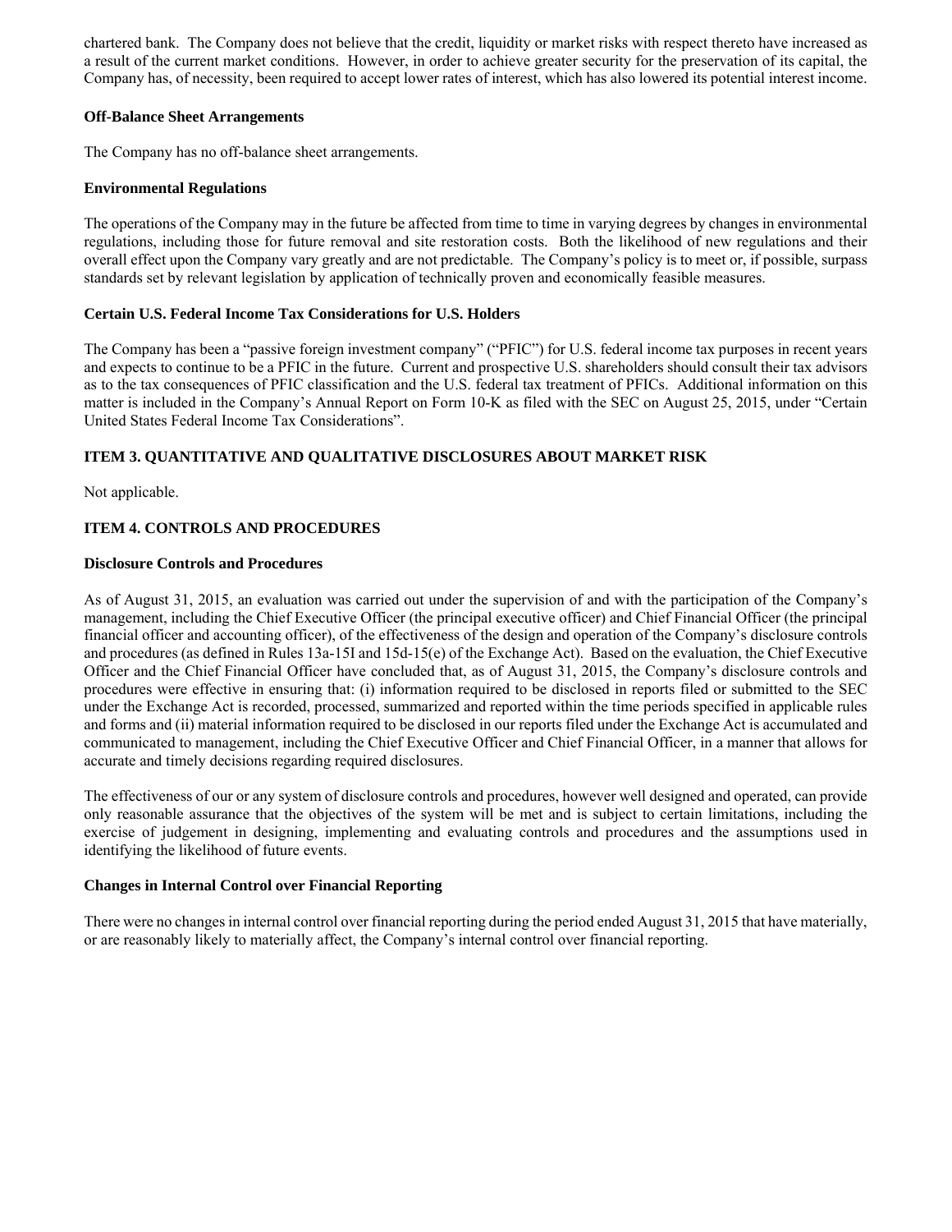chartered bank. The Company does not believe that the credit, liquidity or market risks with respect thereto have increased as a result of the current market conditions. However, in order to achieve greater security for the preservation of its capital, the Company has, of necessity, been required to accept lower rates of interest, which has also lowered its potential interest income.

**Off-Balance Sheet Arrangements**

The Company has no off-balance sheet arrangements.

**Environmental Regulations**

The operations of the Company may in the future be affected from time to time in varying degrees by changes in environmental regulations, including those for future removal and site restoration costs. Both the likelihood of new regulations and their overall effect upon the Company vary greatly and are not predictable. The Company's policy is to meet or, if possible, surpass standards set by relevant legislation by application of technically proven and economically feasible measures.

**Certain U.S. Federal Income Tax Considerations for U.S. Holders**

The Company has been a "passive foreign investment company" ("PFIC") for U.S. federal income tax purposes in recent years and expects to continue to be a PFIC in the future. Current and prospective U.S. shareholders should consult their tax advisors as to the tax consequences of PFIC classification and the U.S. federal tax treatment of PFICs. Additional information on this matter is included in the Company's Annual Report on Form 10-K as filed with the SEC on August 25, 2015, under "Certain United States Federal Income Tax Considerations".

## ITEM 3. QUANTITATIVE AND QUALITATIVE DISCLOSURES ABOUT MARKET RISK

Not applicable.

## ITEM 4. CONTROLS AND PROCEDURES

**Disclosure Controls and Procedures**

As of August 31, 2015, an evaluation was carried out under the supervision of and with the participation of the Company's management, including the Chief Executive Officer (the principal executive officer) and Chief Financial Officer (the principal financial officer and accounting officer), of the effectiveness of the design and operation of the Company's disclosure controls and procedures (as defined in Rules 13a-15I and 15d-15(e) of the Exchange Act). Based on the evaluation, the Chief Executive Officer and the Chief Financial Officer have concluded that, as of August 31, 2015, the Company's disclosure controls and procedures were effective in ensuring that: (i) information required to be disclosed in reports filed or submitted to the SEC under the Exchange Act is recorded, processed, summarized and reported within the time periods specified in applicable rules and forms and (ii) material information required to be disclosed in our reports filed under the Exchange Act is accumulated and communicated to management, including the Chief Executive Officer and Chief Financial Officer, in a manner that allows for accurate and timely decisions regarding required disclosures.

The effectiveness of our or any system of disclosure controls and procedures, however well designed and operated, can provide only reasonable assurance that the objectives of the system will be met and is subject to certain limitations, including the exercise of judgement in designing, implementing and evaluating controls and procedures and the assumptions used in identifying the likelihood of future events.

**Changes in Internal Control over Financial Reporting**

There were no changes in internal control over financial reporting during the period ended August 31, 2015 that have materially, or are reasonably likely to materially affect, the Company's internal control over financial reporting.